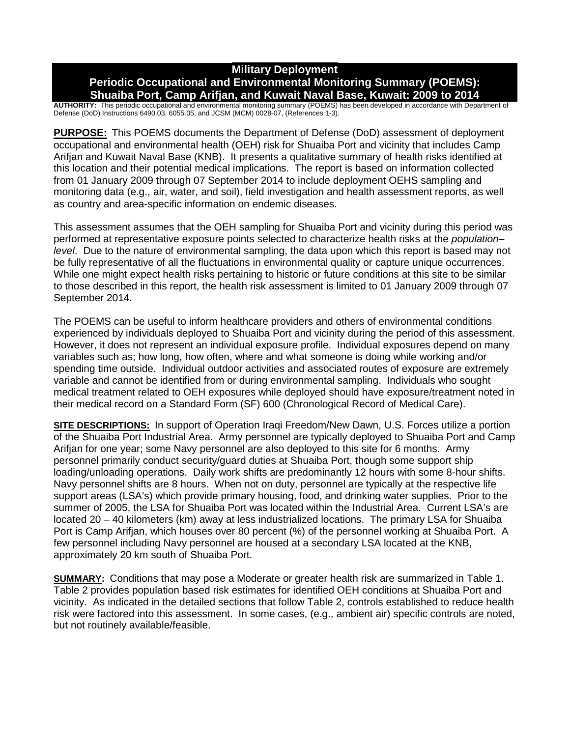# Military Deployment
# Periodic Occupational and Environmental Monitoring Summary (POEMS): Shuaiba Port, Camp Arifjan, and Kuwait Naval Base, Kuwait: 2009 to 2014

**AUTHORITY:** This periodic occupational and environmental monitoring summary (POEMS) has been developed in accordance with Department of Defense (DoD) Instructions 6490.03, 6055.05, and JCSM (MCM) 0028-07, (References 1-3).

**PURPOSE:** This POEMS documents the Department of Defense (DoD) assessment of deployment occupational and environmental health (OEH) risk for Shuaiba Port and vicinity that includes Camp Arifjan and Kuwait Naval Base (KNB). It presents a qualitative summary of health risks identified at this location and their potential medical implications. The report is based on information collected from 01 January 2009 through 07 September 2014 to include deployment OEHS sampling and monitoring data (e.g., air, water, and soil), field investigation and health assessment reports, as well as country and area-specific information on endemic diseases.

This assessment assumes that the OEH sampling for Shuaiba Port and vicinity during this period was performed at representative exposure points selected to characterize health risks at the *population–level*. Due to the nature of environmental sampling, the data upon which this report is based may not be fully representative of all the fluctuations in environmental quality or capture unique occurrences. While one might expect health risks pertaining to historic or future conditions at this site to be similar to those described in this report, the health risk assessment is limited to 01 January 2009 through 07 September 2014.

The POEMS can be useful to inform healthcare providers and others of environmental conditions experienced by individuals deployed to Shuaiba Port and vicinity during the period of this assessment. However, it does not represent an individual exposure profile. Individual exposures depend on many variables such as; how long, how often, where and what someone is doing while working and/or spending time outside. Individual outdoor activities and associated routes of exposure are extremely variable and cannot be identified from or during environmental sampling. Individuals who sought medical treatment related to OEH exposures while deployed should have exposure/treatment noted in their medical record on a Standard Form (SF) 600 (Chronological Record of Medical Care).

**SITE DESCRIPTIONS:** In support of Operation Iraqi Freedom/New Dawn, U.S. Forces utilize a portion of the Shuaiba Port Industrial Area. Army personnel are typically deployed to Shuaiba Port and Camp Arifjan for one year; some Navy personnel are also deployed to this site for 6 months. Army personnel primarily conduct security/guard duties at Shuaiba Port, though some support ship loading/unloading operations. Daily work shifts are predominantly 12 hours with some 8-hour shifts. Navy personnel shifts are 8 hours. When not on duty, personnel are typically at the respective life support areas (LSA's) which provide primary housing, food, and drinking water supplies. Prior to the summer of 2005, the LSA for Shuaiba Port was located within the Industrial Area. Current LSA's are located 20 – 40 kilometers (km) away at less industrialized locations. The primary LSA for Shuaiba Port is Camp Arifjan, which houses over 80 percent (%) of the personnel working at Shuaiba Port. A few personnel including Navy personnel are housed at a secondary LSA located at the KNB, approximately 20 km south of Shuaiba Port.

**SUMMARY:** Conditions that may pose a Moderate or greater health risk are summarized in Table 1. Table 2 provides population based risk estimates for identified OEH conditions at Shuaiba Port and vicinity. As indicated in the detailed sections that follow Table 2, controls established to reduce health risk were factored into this assessment. In some cases, (e.g., ambient air) specific controls are noted, but not routinely available/feasible.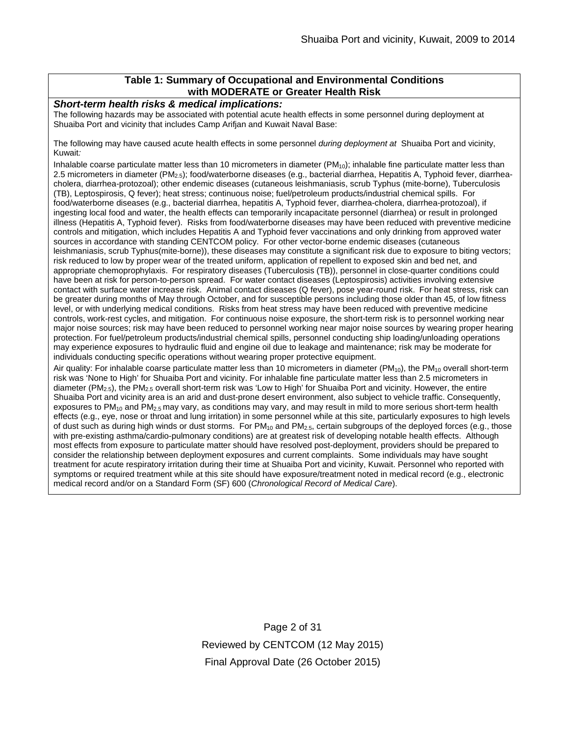## Table 1: Summary of Occupational and Environmental Conditions with MODERATE or Greater Health Risk

***Short-term health risks & medical implications:***

The following hazards may be associated with potential acute health effects in some personnel during deployment at Shuaiba Port and vicinity that includes Camp Arifjan and Kuwait Naval Base:

The following may have caused acute health effects in some personnel *during deployment at* Shuaiba Port and vicinity, Kuwait*:*

Inhalable coarse particulate matter less than 10 micrometers in diameter ($PM_{10}$); inhalable fine particulate matter less than 2.5 micrometers in diameter ($PM_{2.5}$); food/waterborne diseases (e.g., bacterial diarrhea, Hepatitis A, Typhoid fever, diarrhea-cholera, diarrhea-protozoal); other endemic diseases (cutaneous leishmaniasis, scrub Typhus (mite-borne), Tuberculosis (TB), Leptospirosis, Q fever); heat stress; continuous noise; fuel/petroleum products/industrial chemical spills. For food/waterborne diseases (e.g., bacterial diarrhea, hepatitis A, Typhoid fever, diarrhea-cholera, diarrhea-protozoal), if ingesting local food and water, the health effects can temporarily incapacitate personnel (diarrhea) or result in prolonged illness (Hepatitis A, Typhoid fever). Risks from food/waterborne diseases may have been reduced with preventive medicine controls and mitigation, which includes Hepatitis A and Typhoid fever vaccinations and only drinking from approved water sources in accordance with standing CENTCOM policy. For other vector-borne endemic diseases (cutaneous leishmaniasis, scrub Typhus(mite-borne)), these diseases may constitute a significant risk due to exposure to biting vectors; risk reduced to low by proper wear of the treated uniform, application of repellent to exposed skin and bed net, and appropriate chemoprophylaxis. For respiratory diseases (Tuberculosis (TB)), personnel in close-quarter conditions could have been at risk for person-to-person spread. For water contact diseases (Leptospirosis) activities involving extensive contact with surface water increase risk. Animal contact diseases (Q fever), pose year-round risk. For heat stress, risk can be greater during months of May through October, and for susceptible persons including those older than 45, of low fitness level, or with underlying medical conditions. Risks from heat stress may have been reduced with preventive medicine controls, work-rest cycles, and mitigation. For continuous noise exposure, the short-term risk is to personnel working near major noise sources; risk may have been reduced to personnel working near major noise sources by wearing proper hearing protection. For fuel/petroleum products/industrial chemical spills, personnel conducting ship loading/unloading operations may experience exposures to hydraulic fluid and engine oil due to leakage and maintenance; risk may be moderate for individuals conducting specific operations without wearing proper protective equipment.

Air quality: For inhalable coarse particulate matter less than 10 micrometers in diameter ($PM_{10}$), the $PM_{10}$ overall short-term risk was 'None to High' for Shuaiba Port and vicinity. For inhalable fine particulate matter less than 2.5 micrometers in diameter ($PM_{2.5}$), the $PM_{2.5}$ overall short-term risk was 'Low to High' for Shuaiba Port and vicinity. However, the entire Shuaiba Port and vicinity area is an arid and dust-prone desert environment, also subject to vehicle traffic. Consequently, exposures to $PM_{10}$ and $PM_{2.5}$ may vary, as conditions may vary, and may result in mild to more serious short-term health effects (e.g., eye, nose or throat and lung irritation) in some personnel while at this site, particularly exposures to high levels of dust such as during high winds or dust storms. For $PM_{10}$ and $PM_{2.5}$, certain subgroups of the deployed forces (e.g., those with pre-existing asthma/cardio-pulmonary conditions) are at greatest risk of developing notable health effects. Although most effects from exposure to particulate matter should have resolved post-deployment, providers should be prepared to consider the relationship between deployment exposures and current complaints. Some individuals may have sought treatment for acute respiratory irritation during their time at Shuaiba Port and vicinity, Kuwait. Personnel who reported with symptoms or required treatment while at this site should have exposure/treatment noted in medical record (e.g., electronic medical record and/or on a Standard Form (SF) 600 (*Chronological Record of Medical Care*).

Reviewed by CENTCOM (12 May 2015)

Final Approval Date (26 October 2015)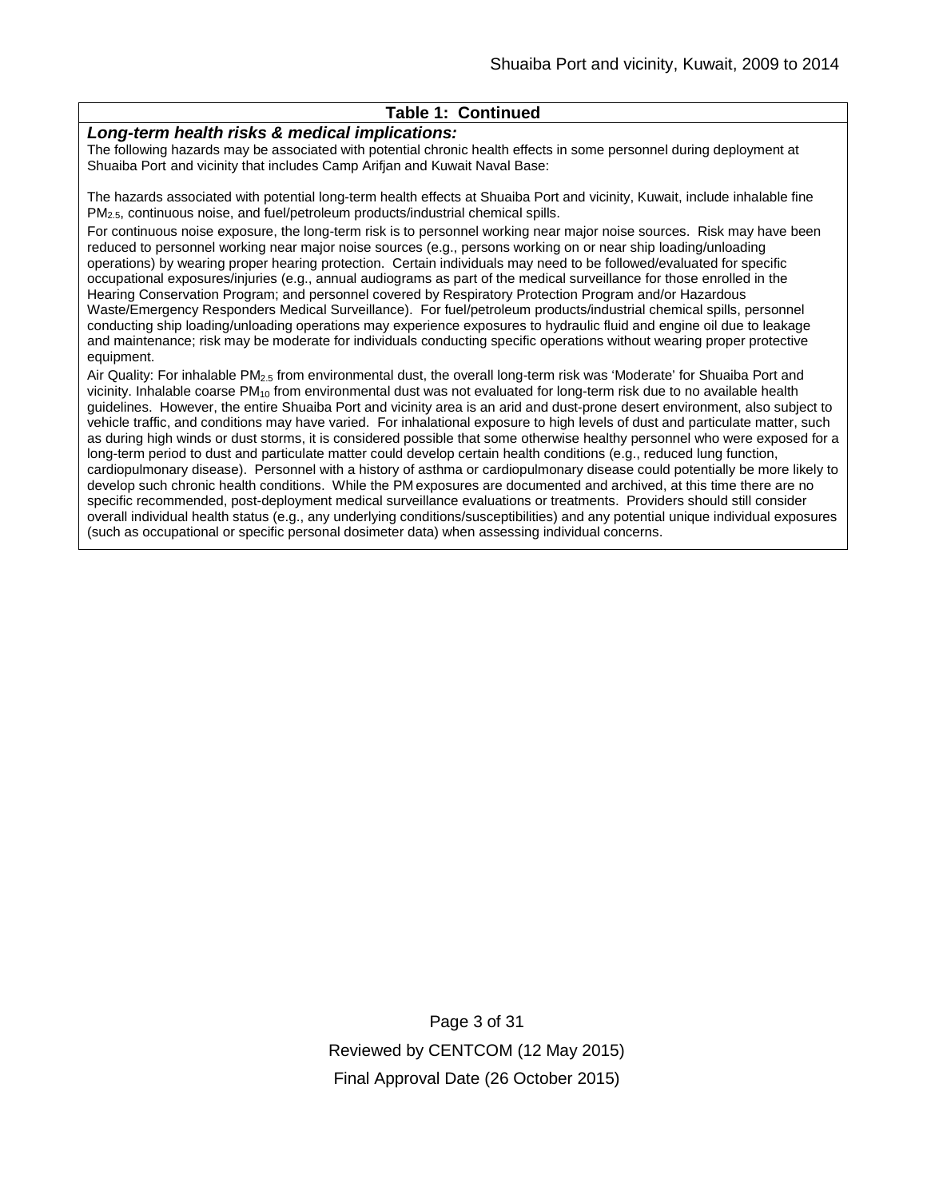| Table 1: Continued |
| --- |
| ***Long-term health risks & medical implications:***<br>The following hazards may be associated with potential chronic health effects in some personnel during deployment at Shuaiba Port and vicinity that includes Camp Arifjan and Kuwait Naval Base:<br><br>The hazards associated with potential long-term health effects at Shuaiba Port and vicinity, Kuwait, include inhalable fine $PM_{2.5}$, continuous noise, and fuel/petroleum products/industrial chemical spills.<br><br>For continuous noise exposure, the long-term risk is to personnel working near major noise sources. Risk may have been reduced to personnel working near major noise sources (e.g., persons working on or near ship loading/unloading operations) by wearing proper hearing protection. Certain individuals may need to be followed/evaluated for specific occupational exposures/injuries (e.g., annual audiograms as part of the medical surveillance for those enrolled in the Hearing Conservation Program; and personnel covered by Respiratory Protection Program and/or Hazardous Waste/Emergency Responders Medical Surveillance). For fuel/petroleum products/industrial chemical spills, personnel conducting ship loading/unloading operations may experience exposures to hydraulic fluid and engine oil due to leakage and maintenance; risk may be moderate for individuals conducting specific operations without wearing proper protective equipment.<br><br>Air Quality: For inhalable $PM_{2.5}$ from environmental dust, the overall long-term risk was 'Moderate' for Shuaiba Port and vicinity. Inhalable coarse $PM_{10}$ from environmental dust was not evaluated for long-term risk due to no available health guidelines. However, the entire Shuaiba Port and vicinity area is an arid and dust-prone desert environment, also subject to vehicle traffic, and conditions may have varied. For inhalational exposure to high levels of dust and particulate matter, such as during high winds or dust storms, it is considered possible that some otherwise healthy personnel who were exposed for a long-term period to dust and particulate matter could develop certain health conditions (e.g., reduced lung function, cardiopulmonary disease). Personnel with a history of asthma or cardiopulmonary disease could potentially be more likely to develop such chronic health conditions. While the PM exposures are documented and archived, at this time there are no specific recommended, post-deployment medical surveillance evaluations or treatments. Providers should still consider overall individual health status (e.g., any underlying conditions/susceptibilities) and any potential unique individual exposures (such as occupational or specific personal dosimeter data) when assessing individual concerns. |

Reviewed by CENTCOM (12 May 2015)

Final Approval Date (26 October 2015)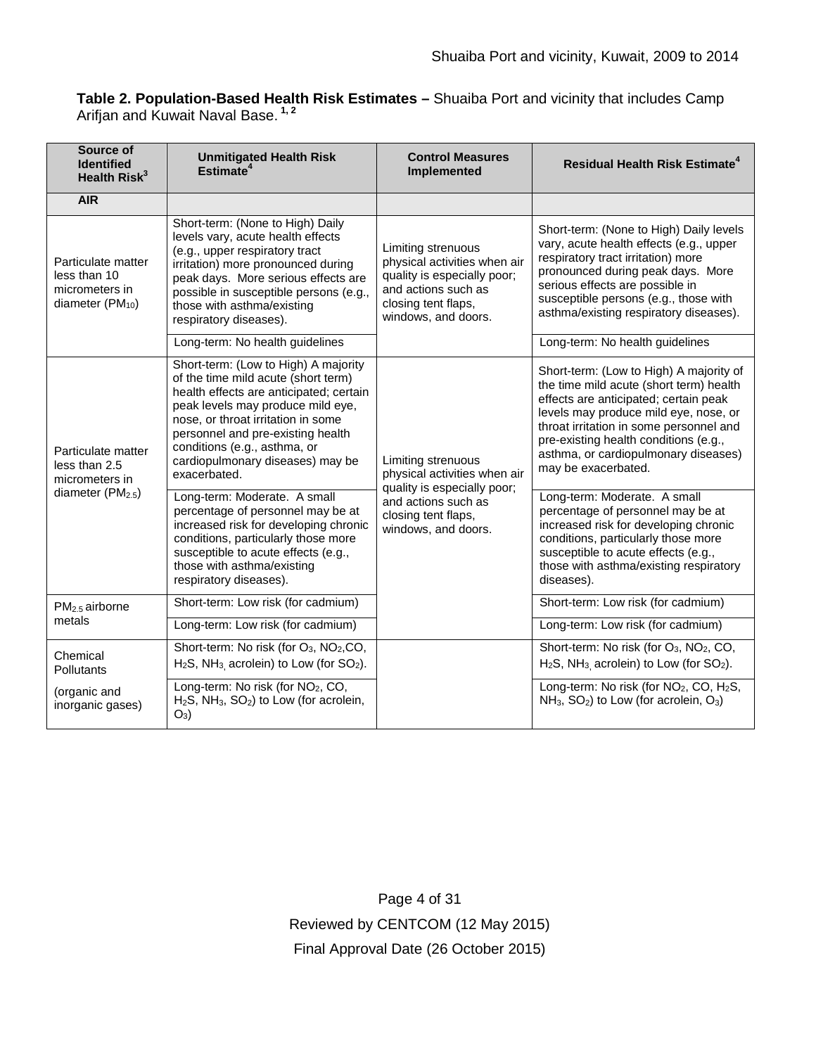**Table 2. Population-Based Health Risk Estimates –** Shuaiba Port and vicinity that includes Camp Arifjan and Kuwait Naval Base. [1, 2]

| Source of Identified Health Risk[3] | Unmitigated Health Risk Estimate[4] | Control Measures Implemented | Residual Health Risk Estimate[4] |
|---|---|---|---|
| **AIR** | | | |
| Particulate matter less than 10 micrometers in diameter ($PM_{10}$) | Short-term: (None to High) Daily levels vary, acute health effects (e.g., upper respiratory tract irritation) more pronounced during peak days. More serious effects are possible in susceptible persons (e.g., those with asthma/existing respiratory diseases). | Limiting strenuous physical activities when air quality is especially poor; and actions such as closing tent flaps, windows, and doors. | Short-term: (None to High) Daily levels vary, acute health effects (e.g., upper respiratory tract irritation) more pronounced during peak days. More serious effects are possible in susceptible persons (e.g., those with asthma/existing respiratory diseases). |
| | Long-term: No health guidelines | | Long-term: No health guidelines |
| Particulate matter less than 2.5 micrometers in diameter ($PM_{2.5}$) | Short-term: (Low to High) A majority of the time mild acute (short term) health effects are anticipated; certain peak levels may produce mild eye, nose, or throat irritation in some personnel and pre-existing health conditions (e.g., asthma, or cardiopulmonary diseases) may be exacerbated. | Limiting strenuous physical activities when air quality is especially poor; and actions such as closing tent flaps, windows, and doors. | Short-term: (Low to High) A majority of the time mild acute (short term) health effects are anticipated; certain peak levels may produce mild eye, nose, or throat irritation in some personnel and pre-existing health conditions (e.g., asthma, or cardiopulmonary diseases) may be exacerbated. |
| | Long-term: Moderate. A small percentage of personnel may be at increased risk for developing chronic conditions, particularly those more susceptible to acute effects (e.g., those with asthma/existing respiratory diseases). | | Long-term: Moderate. A small percentage of personnel may be at increased risk for developing chronic conditions, particularly those more susceptible to acute effects (e.g., those with asthma/existing respiratory diseases). |
| $PM_{2.5}$ airborne metals | Short-term: Low risk (for cadmium) | | Short-term: Low risk (for cadmium) |
| | Long-term: Low risk (for cadmium) | | Long-term: Low risk (for cadmium) |
| Chemical Pollutants (organic and inorganic gases) | Short-term: No risk (for $O_3$, $NO_2$, CO, $H_2S$, $NH_3$, acrolein) to Low (for $SO_2$). | | Short-term: No risk (for $O_3$, $NO_2$, CO, $H_2S$, $NH_3$, acrolein) to Low (for $SO_2$). |
| | Long-term: No risk (for $NO_2$, CO, $H_2S$, $NH_3$, $SO_2$) to Low (for acrolein, $O_3$) | | Long-term: No risk (for $NO_2$, CO, $H_2S$, $NH_3$, $SO_2$) to Low (for acrolein, $O_3$) |

Reviewed by CENTCOM (12 May 2015)

Final Approval Date (26 October 2015)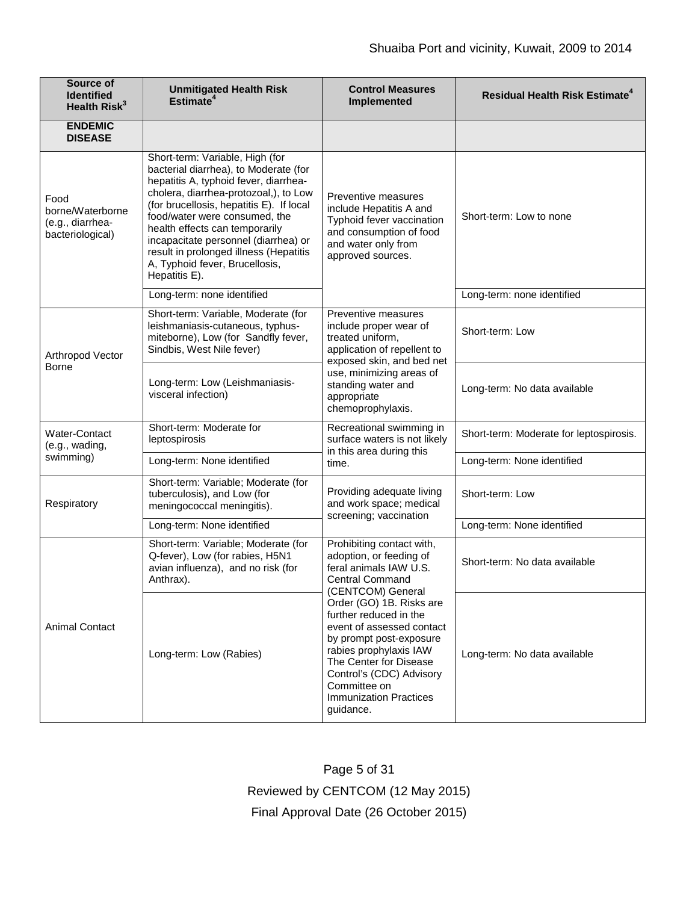| Source of Identified Health Risk[3] | Unmitigated Health Risk Estimate[4] | Control Measures Implemented | Residual Health Risk Estimate[4] |
|---|---|---|---|
| **ENDEMIC DISEASE** | | | |
| Food borne/Waterborne (e.g., diarrhea-bacteriological) | Short-term: Variable, High (for bacterial diarrhea), to Moderate (for hepatitis A, typhoid fever, diarrhea-cholera, diarrhea-protozoal,), to Low (for brucellosis, hepatitis E). If local food/water were consumed, the health effects can temporarily incapacitate personnel (diarrhea) or result in prolonged illness (Hepatitis A, Typhoid fever, Brucellosis, Hepatitis E). | Preventive measures include Hepatitis A and Typhoid fever vaccination and consumption of food and water only from approved sources. | Short-term: Low to none |
| | Long-term: none identified | | Long-term: none identified |
| Arthropod Vector Borne | Short-term: Variable, Moderate (for leishmaniasis-cutaneous, typhus-miteborne), Low (for Sandfly fever, Sindbis, West Nile fever) | Preventive measures include proper wear of treated uniform, application of repellent to exposed skin, and bed net use, minimizing areas of standing water and appropriate chemoprophylaxis. | Short-term: Low |
| | Long-term: Low (Leishmaniasis-visceral infection) | | Long-term: No data available |
| Water-Contact (e.g., wading, swimming) | Short-term: Moderate for leptospirosis | Recreational swimming in surface waters is not likely in this area during this time. | Short-term: Moderate for leptospirosis. |
| | Long-term: None identified | | Long-term: None identified |
| Respiratory | Short-term: Variable; Moderate (for tuberculosis), and Low (for meningococcal meningitis). | Providing adequate living and work space; medical screening; vaccination | Short-term: Low |
| | Long-term: None identified | | Long-term: None identified |
| Animal Contact | Short-term: Variable; Moderate (for Q-fever), Low (for rabies, H5N1 avian influenza), and no risk (for Anthrax). | Prohibiting contact with, adoption, or feeding of feral animals IAW U.S. Central Command (CENTCOM) General Order (GO) 1B. Risks are further reduced in the event of assessed contact by prompt post-exposure rabies prophylaxis IAW The Center for Disease Control's (CDC) Advisory Committee on Immunization Practices guidance. | Short-term: No data available |
| | Long-term: Low (Rabies) | | Long-term: No data available |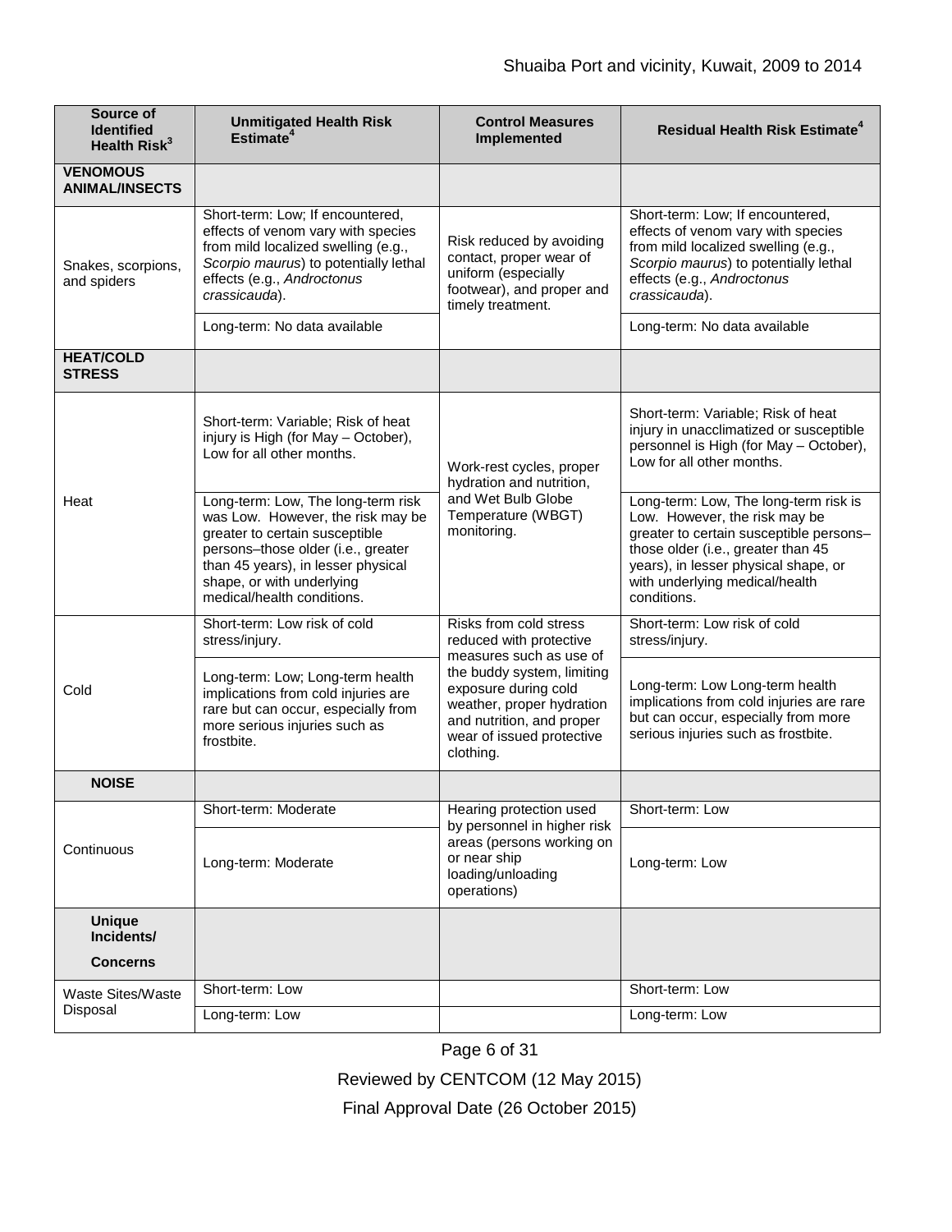| Source of Identified Health Risk[3] | Unmitigated Health Risk Estimate[4] | Control Measures Implemented | Residual Health Risk Estimate[4] |
|---|---|---|---|
| **VENOMOUS ANIMAL/INSECTS** | | | |
| Snakes, scorpions, and spiders | Short-term: Low; If encountered, effects of venom vary with species from mild localized swelling (e.g., *Scorpio maurus*) to potentially lethal effects (e.g., *Androctonus crassicauda*). | Risk reduced by avoiding contact, proper wear of uniform (especially footwear), and proper and timely treatment. | Short-term: Low; If encountered, effects of venom vary with species from mild localized swelling (e.g., *Scorpio maurus*) to potentially lethal effects (e.g., *Androctonus crassicauda*). |
| | Long-term: No data available | | Long-term: No data available |
| **HEAT/COLD STRESS** | | | |
| Heat | Short-term: Variable; Risk of heat injury is High (for May – October), Low for all other months. | Work-rest cycles, proper hydration and nutrition, and Wet Bulb Globe Temperature (WBGT) monitoring. | Short-term: Variable; Risk of heat injury in unacclimatized or susceptible personnel is High (for May – October), Low for all other months. |
| | Long-term: Low, The long-term risk was Low. However, the risk may be greater to certain susceptible persons–those older (i.e., greater than 45 years), in lesser physical shape, or with underlying medical/health conditions. | | Long-term: Low, The long-term risk is Low. However, the risk may be greater to certain susceptible persons–those older (i.e., greater than 45 years), in lesser physical shape, or with underlying medical/health conditions. |
| Cold | Short-term: Low risk of cold stress/injury. | Risks from cold stress reduced with protective measures such as use of the buddy system, limiting exposure during cold weather, proper hydration and nutrition, and proper wear of issued protective clothing. | Short-term: Low risk of cold stress/injury. |
| | Long-term: Low; Long-term health implications from cold injuries are rare but can occur, especially from more serious injuries such as frostbite. | | Long-term: Low Long-term health implications from cold injuries are rare but can occur, especially from more serious injuries such as frostbite. |
| **NOISE** | | | |
| Continuous | Short-term: Moderate | Hearing protection used by personnel in higher risk areas (persons working on or near ship loading/unloading operations) | Short-term: Low |
| | Long-term: Moderate | | Long-term: Low |
| **Unique Incidents/ Concerns** | | | |
| Waste Sites/Waste Disposal | Short-term: Low | | Short-term: Low |
| | Long-term: Low | | Long-term: Low |

Reviewed by CENTCOM (12 May 2015)

Final Approval Date (26 October 2015)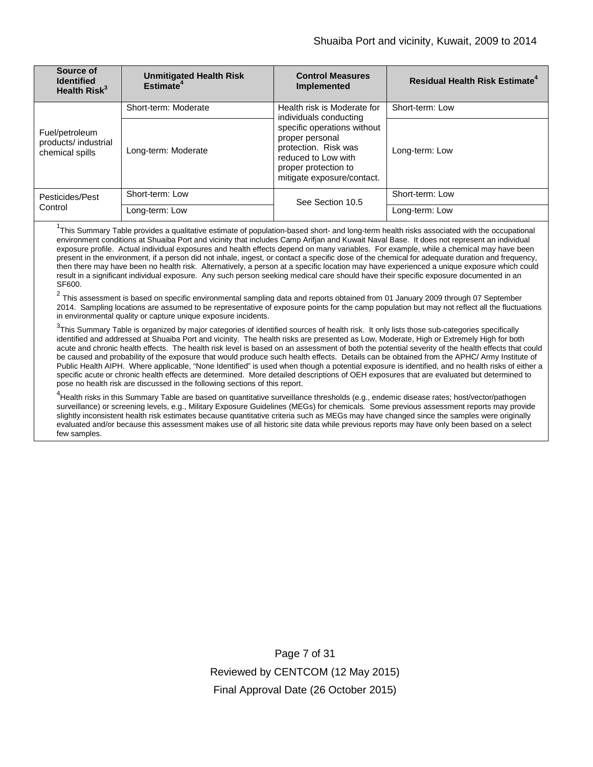| Source of Identified Health Risk[3] | Unmitigated Health Risk Estimate[4] | Control Measures Implemented | Residual Health Risk Estimate[4] |
|---|---|---|---|
| Fuel/petroleum products/ industrial chemical spills | Short-term: Moderate | Health risk is Moderate for individuals conducting specific operations without proper personal protection. Risk was reduced to Low with proper protection to mitigate exposure/contact. | Short-term: Low |
| | Long-term: Moderate | | Long-term: Low |
| Pesticides/Pest Control | Short-term: Low | See Section 10.5 | Short-term: Low |
| | Long-term: Low | | Long-term: Low |

[1]This Summary Table provides a qualitative estimate of population-based short- and long-term health risks associated with the occupational environment conditions at Shuaiba Port and vicinity that includes Camp Arifjan and Kuwait Naval Base. It does not represent an individual exposure profile. Actual individual exposures and health effects depend on many variables. For example, while a chemical may have been present in the environment, if a person did not inhale, ingest, or contact a specific dose of the chemical for adequate duration and frequency, then there may have been no health risk. Alternatively, a person at a specific location may have experienced a unique exposure which could result in a significant individual exposure. Any such person seeking medical care should have their specific exposure documented in an SF600.

[2] This assessment is based on specific environmental sampling data and reports obtained from 01 January 2009 through 07 September 2014. Sampling locations are assumed to be representative of exposure points for the camp population but may not reflect all the fluctuations in environmental quality or capture unique exposure incidents.

[3]This Summary Table is organized by major categories of identified sources of health risk. It only lists those sub-categories specifically identified and addressed at Shuaiba Port and vicinity. The health risks are presented as Low, Moderate, High or Extremely High for both acute and chronic health effects. The health risk level is based on an assessment of both the potential severity of the health effects that could be caused and probability of the exposure that would produce such health effects. Details can be obtained from the APHC/ Army Institute of Public Health AIPH. Where applicable, "None Identified" is used when though a potential exposure is identified, and no health risks of either a specific acute or chronic health effects are determined. More detailed descriptions of OEH exposures that are evaluated but determined to pose no health risk are discussed in the following sections of this report.

[4]Health risks in this Summary Table are based on quantitative surveillance thresholds (e.g., endemic disease rates; host/vector/pathogen surveillance) or screening levels, e.g., Military Exposure Guidelines (MEGs) for chemicals. Some previous assessment reports may provide slightly inconsistent health risk estimates because quantitative criteria such as MEGs may have changed since the samples were originally evaluated and/or because this assessment makes use of all historic site data while previous reports may have only been based on a select few samples.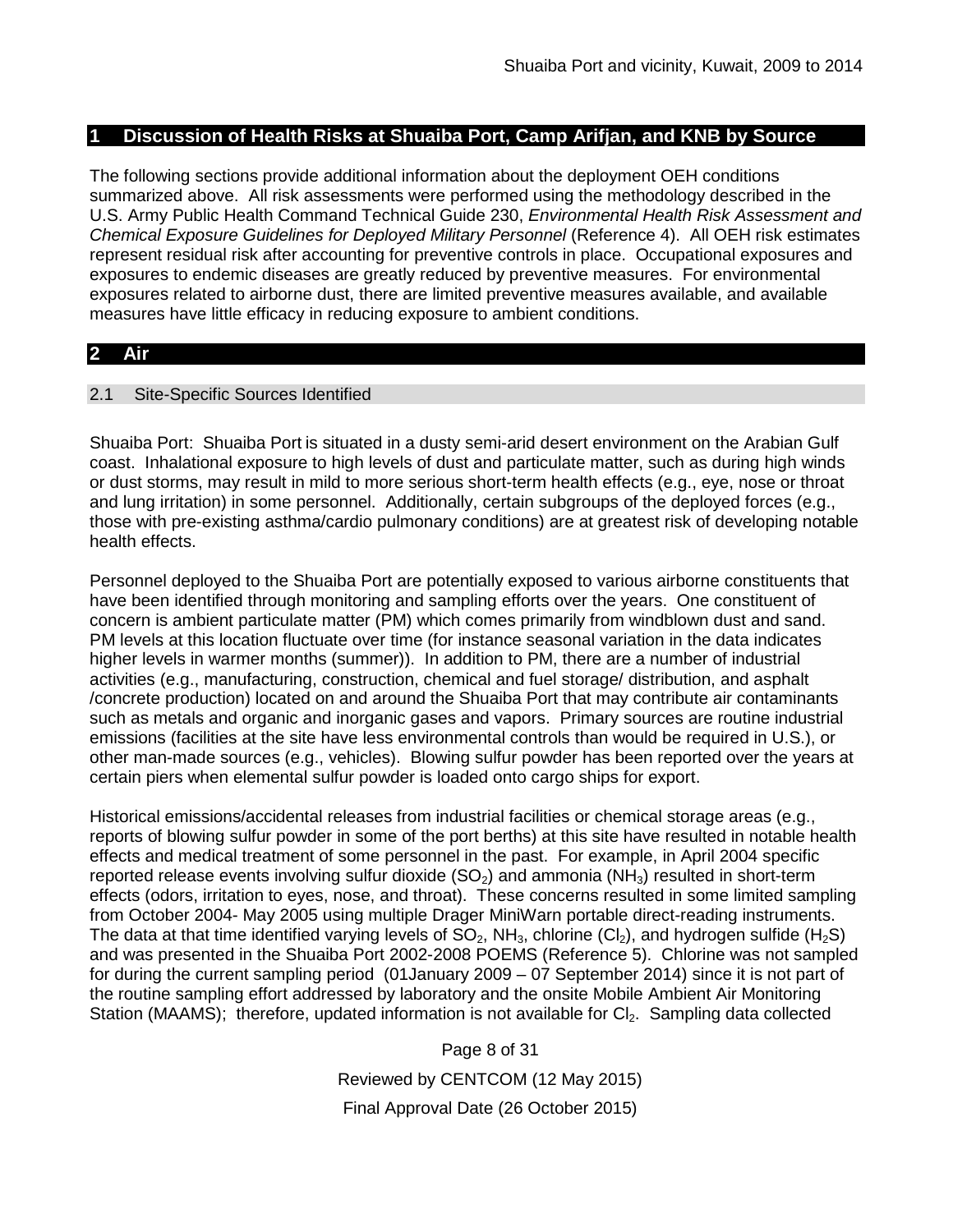## 1 Discussion of Health Risks at Shuaiba Port, Camp Arifjan, and KNB by Source

The following sections provide additional information about the deployment OEH conditions summarized above. All risk assessments were performed using the methodology described in the U.S. Army Public Health Command Technical Guide 230, *Environmental Health Risk Assessment and Chemical Exposure Guidelines for Deployed Military Personnel* (Reference 4). All OEH risk estimates represent residual risk after accounting for preventive controls in place. Occupational exposures and exposures to endemic diseases are greatly reduced by preventive measures. For environmental exposures related to airborne dust, there are limited preventive measures available, and available measures have little efficacy in reducing exposure to ambient conditions.

## 2 Air

### 2.1 Site-Specific Sources Identified

Shuaiba Port: Shuaiba Port is situated in a dusty semi-arid desert environment on the Arabian Gulf coast. Inhalational exposure to high levels of dust and particulate matter, such as during high winds or dust storms, may result in mild to more serious short-term health effects (e.g., eye, nose or throat and lung irritation) in some personnel. Additionally, certain subgroups of the deployed forces (e.g., those with pre-existing asthma/cardio pulmonary conditions) are at greatest risk of developing notable health effects.

Personnel deployed to the Shuaiba Port are potentially exposed to various airborne constituents that have been identified through monitoring and sampling efforts over the years. One constituent of concern is ambient particulate matter (PM) which comes primarily from windblown dust and sand. PM levels at this location fluctuate over time (for instance seasonal variation in the data indicates higher levels in warmer months (summer)). In addition to PM, there are a number of industrial activities (e.g., manufacturing, construction, chemical and fuel storage/ distribution, and asphalt /concrete production) located on and around the Shuaiba Port that may contribute air contaminants such as metals and organic and inorganic gases and vapors. Primary sources are routine industrial emissions (facilities at the site have less environmental controls than would be required in U.S.), or other man-made sources (e.g., vehicles). Blowing sulfur powder has been reported over the years at certain piers when elemental sulfur powder is loaded onto cargo ships for export.

Historical emissions/accidental releases from industrial facilities or chemical storage areas (e.g., reports of blowing sulfur powder in some of the port berths) at this site have resulted in notable health effects and medical treatment of some personnel in the past. For example, in April 2004 specific reported release events involving sulfur dioxide ($SO_2$) and ammonia ($NH_3$) resulted in short-term effects (odors, irritation to eyes, nose, and throat). These concerns resulted in some limited sampling from October 2004- May 2005 using multiple Drager MiniWarn portable direct-reading instruments. The data at that time identified varying levels of $SO_2$, $NH_3$, chlorine ($Cl_2$), and hydrogen sulfide ($H_2S$) and was presented in the Shuaiba Port 2002-2008 POEMS (Reference 5). Chlorine was not sampled for during the current sampling period (01January 2009 – 07 September 2014) since it is not part of the routine sampling effort addressed by laboratory and the onsite Mobile Ambient Air Monitoring Station (MAAMS); therefore, updated information is not available for $Cl_2$. Sampling data collected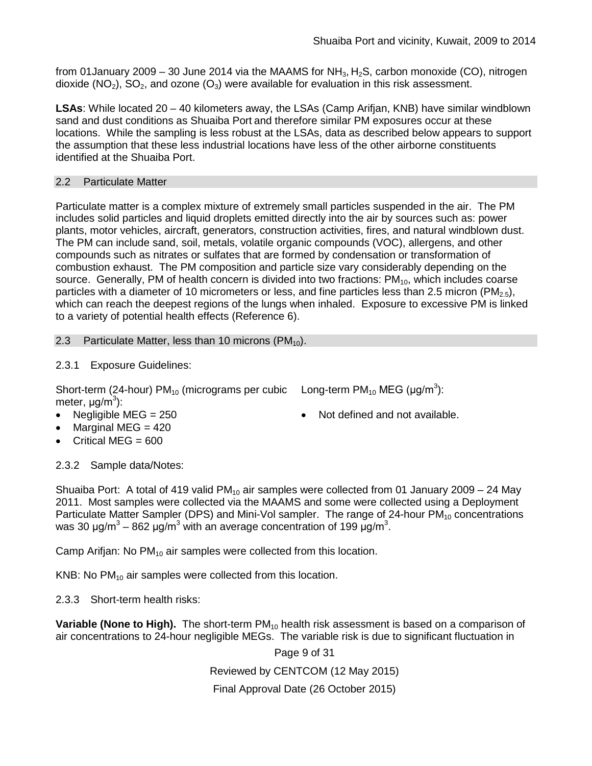from 01January 2009 – 30 June 2014 via the MAAMS for $NH_3$, $H_2S$, carbon monoxide (CO), nitrogen dioxide ($NO_2$), $SO_2$, and ozone ($O_3$) were available for evaluation in this risk assessment.

**LSAs**: While located 20 – 40 kilometers away, the LSAs (Camp Arifjan, KNB) have similar windblown sand and dust conditions as Shuaiba Port and therefore similar PM exposures occur at these locations. While the sampling is less robust at the LSAs, data as described below appears to support the assumption that these less industrial locations have less of the other airborne constituents identified at the Shuaiba Port.

## 2.2 Particulate Matter

Particulate matter is a complex mixture of extremely small particles suspended in the air. The PM includes solid particles and liquid droplets emitted directly into the air by sources such as: power plants, motor vehicles, aircraft, generators, construction activities, fires, and natural windblown dust. The PM can include sand, soil, metals, volatile organic compounds (VOC), allergens, and other compounds such as nitrates or sulfates that are formed by condensation or transformation of combustion exhaust. The PM composition and particle size vary considerably depending on the source. Generally, PM of health concern is divided into two fractions: $PM_{10}$, which includes coarse particles with a diameter of 10 micrometers or less, and fine particles less than 2.5 micron ($PM_{2.5}$), which can reach the deepest regions of the lungs when inhaled. Exposure to excessive PM is linked to a variety of potential health effects (Reference 6).

## 2.3 Particulate Matter, less than 10 microns ($PM_{10}$).

### 2.3.1 Exposure Guidelines:

Short-term (24-hour) $PM_{10}$ (micrograms per cubic meter, μg/$m^3$):

- Negligible MEG = 250
- Marginal MEG = 420
- Critical MEG = 600

Long-term $PM_{10}$ MEG (μg/$m^3$):

- Not defined and not available.

### 2.3.2 Sample data/Notes:

Shuaiba Port: A total of 419 valid $PM_{10}$ air samples were collected from 01 January 2009 – 24 May 2011. Most samples were collected via the MAAMS and some were collected using a Deployment Particulate Matter Sampler (DPS) and Mini-Vol sampler. The range of 24-hour $PM_{10}$ concentrations was 30 μg/$m^3$ – 862 μg/$m^3$ with an average concentration of 199 μg/$m^3$.

Camp Arifjan: No $PM_{10}$ air samples were collected from this location.

KNB: No $PM_{10}$ air samples were collected from this location.

### 2.3.3 Short-term health risks:

**Variable (None to High).** The short-term $PM_{10}$ health risk assessment is based on a comparison of air concentrations to 24-hour negligible MEGs. The variable risk is due to significant fluctuation in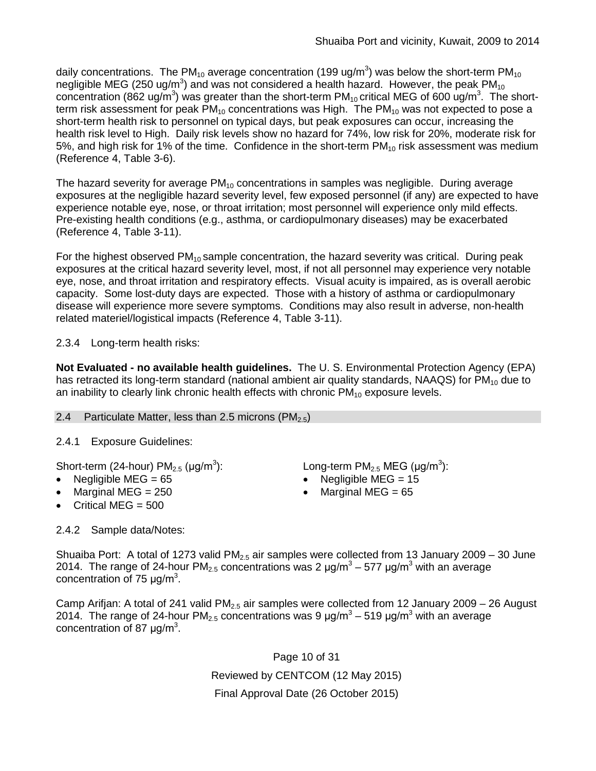daily concentrations. The $PM_{10}$ average concentration (199 ug/m$^3$) was below the short-term $PM_{10}$ negligible MEG (250 ug/m$^3$) and was not considered a health hazard. However, the peak $PM_{10}$ concentration (862 ug/m$^3$) was greater than the short-term $PM_{10}$ critical MEG of 600 ug/m$^3$. The short-term risk assessment for peak $PM_{10}$ concentrations was High. The $PM_{10}$ was not expected to pose a short-term health risk to personnel on typical days, but peak exposures can occur, increasing the health risk level to High. Daily risk levels show no hazard for 74%, low risk for 20%, moderate risk for 5%, and high risk for 1% of the time. Confidence in the short-term $PM_{10}$ risk assessment was medium (Reference 4, Table 3-6).

The hazard severity for average $PM_{10}$ concentrations in samples was negligible. During average exposures at the negligible hazard severity level, few exposed personnel (if any) are expected to have experience notable eye, nose, or throat irritation; most personnel will experience only mild effects. Pre-existing health conditions (e.g., asthma, or cardiopulmonary diseases) may be exacerbated (Reference 4, Table 3-11).

For the highest observed $PM_{10}$ sample concentration, the hazard severity was critical. During peak exposures at the critical hazard severity level, most, if not all personnel may experience very notable eye, nose, and throat irritation and respiratory effects. Visual acuity is impaired, as is overall aerobic capacity. Some lost-duty days are expected. Those with a history of asthma or cardiopulmonary disease will experience more severe symptoms. Conditions may also result in adverse, non-health related materiel/logistical impacts (Reference 4, Table 3-11).

2.3.4 Long-term health risks:

**Not Evaluated - no available health guidelines.** The U. S. Environmental Protection Agency (EPA) has retracted its long-term standard (national ambient air quality standards, NAAQS) for $PM_{10}$ due to an inability to clearly link chronic health effects with chronic $PM_{10}$ exposure levels.

## 2.4 Particulate Matter, less than 2.5 microns ($PM_{2.5}$)

2.4.1 Exposure Guidelines:

Short-term (24-hour) $PM_{2.5}$ (µg/m$^3$):

- Negligible MEG = 65
- Marginal MEG = 250
- Critical MEG = 500

Long-term $PM_{2.5}$ MEG (µg/m$^3$):

- Negligible MEG = 15
- Marginal MEG = 65

2.4.2 Sample data/Notes:

Shuaiba Port: A total of 1273 valid $PM_{2.5}$ air samples were collected from 13 January 2009 – 30 June 2014. The range of 24-hour $PM_{2.5}$ concentrations was 2 µg/m$^3$ – 577 µg/m$^3$ with an average concentration of 75 µg/m$^3$.

Camp Arifjan: A total of 241 valid $PM_{2.5}$ air samples were collected from 12 January 2009 – 26 August 2014. The range of 24-hour $PM_{2.5}$ concentrations was 9 µg/m$^3$ – 519 µg/m$^3$ with an average concentration of 87 µg/m$^3$.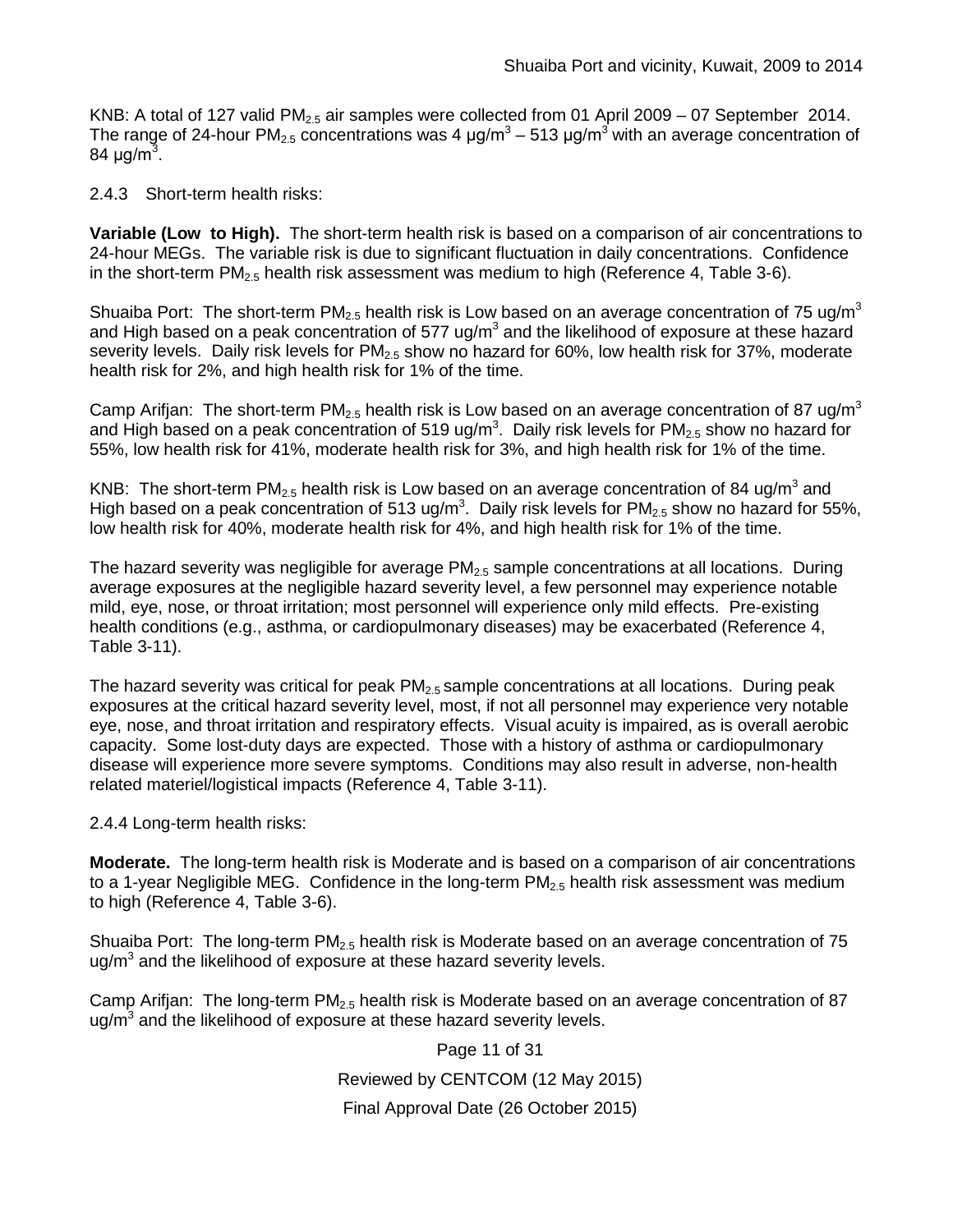KNB: A total of 127 valid $PM_{2.5}$ air samples were collected from 01 April 2009 – 07 September 2014. The range of 24-hour $PM_{2.5}$ concentrations was 4 µg/m$^3$ – 513 µg/m$^3$ with an average concentration of 84 µg/m$^3$.

2.4.3 Short-term health risks:

**Variable (Low to High).** The short-term health risk is based on a comparison of air concentrations to 24-hour MEGs. The variable risk is due to significant fluctuation in daily concentrations. Confidence in the short-term $PM_{2.5}$ health risk assessment was medium to high (Reference 4, Table 3-6).

Shuaiba Port: The short-term $PM_{2.5}$ health risk is Low based on an average concentration of 75 ug/m$^3$ and High based on a peak concentration of 577 ug/m$^3$ and the likelihood of exposure at these hazard severity levels. Daily risk levels for $PM_{2.5}$ show no hazard for 60%, low health risk for 37%, moderate health risk for 2%, and high health risk for 1% of the time.

Camp Arifjan: The short-term $PM_{2.5}$ health risk is Low based on an average concentration of 87 ug/m$^3$ and High based on a peak concentration of 519 ug/m$^3$. Daily risk levels for $PM_{2.5}$ show no hazard for 55%, low health risk for 41%, moderate health risk for 3%, and high health risk for 1% of the time.

KNB: The short-term $PM_{2.5}$ health risk is Low based on an average concentration of 84 ug/m$^3$ and High based on a peak concentration of 513 ug/m$^3$. Daily risk levels for $PM_{2.5}$ show no hazard for 55%, low health risk for 40%, moderate health risk for 4%, and high health risk for 1% of the time.

The hazard severity was negligible for average $PM_{2.5}$ sample concentrations at all locations. During average exposures at the negligible hazard severity level, a few personnel may experience notable mild, eye, nose, or throat irritation; most personnel will experience only mild effects. Pre-existing health conditions (e.g., asthma, or cardiopulmonary diseases) may be exacerbated (Reference 4, Table 3-11).

The hazard severity was critical for peak $PM_{2.5}$ sample concentrations at all locations. During peak exposures at the critical hazard severity level, most, if not all personnel may experience very notable eye, nose, and throat irritation and respiratory effects. Visual acuity is impaired, as is overall aerobic capacity. Some lost-duty days are expected. Those with a history of asthma or cardiopulmonary disease will experience more severe symptoms. Conditions may also result in adverse, non-health related materiel/logistical impacts (Reference 4, Table 3-11).

2.4.4 Long-term health risks:

**Moderate.** The long-term health risk is Moderate and is based on a comparison of air concentrations to a 1-year Negligible MEG. Confidence in the long-term $PM_{2.5}$ health risk assessment was medium to high (Reference 4, Table 3-6).

Shuaiba Port: The long-term $PM_{2.5}$ health risk is Moderate based on an average concentration of 75 ug/m$^3$ and the likelihood of exposure at these hazard severity levels.

Camp Arifjan: The long-term $PM_{2.5}$ health risk is Moderate based on an average concentration of 87 ug/m$^3$ and the likelihood of exposure at these hazard severity levels.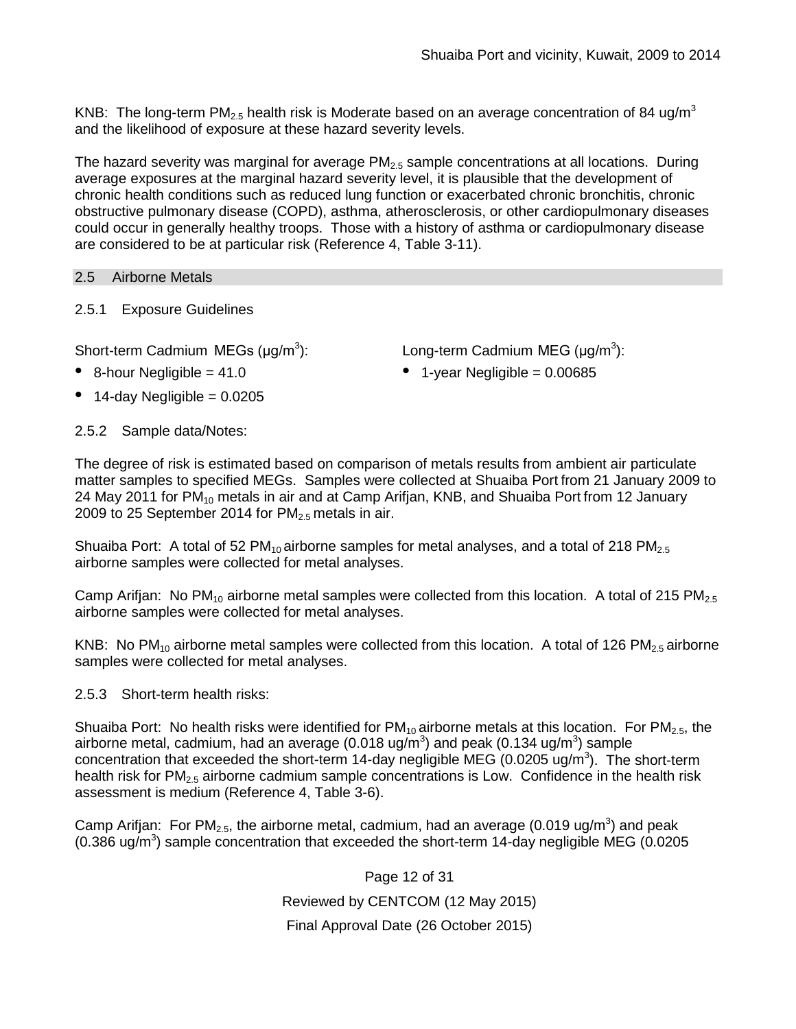KNB: The long-term $PM_{2.5}$ health risk is Moderate based on an average concentration of 84 ug/m$^3$ and the likelihood of exposure at these hazard severity levels.

The hazard severity was marginal for average $PM_{2.5}$ sample concentrations at all locations. During average exposures at the marginal hazard severity level, it is plausible that the development of chronic health conditions such as reduced lung function or exacerbated chronic bronchitis, chronic obstructive pulmonary disease (COPD), asthma, atherosclerosis, or other cardiopulmonary diseases could occur in generally healthy troops. Those with a history of asthma or cardiopulmonary disease are considered to be at particular risk (Reference 4, Table 3-11).

## 2.5 Airborne Metals

### 2.5.1 Exposure Guidelines

Short-term Cadmium MEGs (µg/m$^3$):

- 8-hour Negligible = 41.0
- 14-day Negligible = 0.0205

Long-term Cadmium MEG (µg/m$^3$):

- 1-year Negligible = 0.00685

### 2.5.2 Sample data/Notes:

The degree of risk is estimated based on comparison of metals results from ambient air particulate matter samples to specified MEGs. Samples were collected at Shuaiba Port from 21 January 2009 to 24 May 2011 for $PM_{10}$ metals in air and at Camp Arifjan, KNB, and Shuaiba Port from 12 January 2009 to 25 September 2014 for $PM_{2.5}$ metals in air.

Shuaiba Port: A total of 52 $PM_{10}$ airborne samples for metal analyses, and a total of 218 $PM_{2.5}$ airborne samples were collected for metal analyses.

Camp Arifjan: No $PM_{10}$ airborne metal samples were collected from this location. A total of 215 $PM_{2.5}$ airborne samples were collected for metal analyses.

KNB: No $PM_{10}$ airborne metal samples were collected from this location. A total of 126 $PM_{2.5}$ airborne samples were collected for metal analyses.

### 2.5.3 Short-term health risks:

Shuaiba Port: No health risks were identified for $PM_{10}$ airborne metals at this location. For $PM_{2.5}$, the airborne metal, cadmium, had an average (0.018 ug/m$^3$) and peak (0.134 ug/m$^3$) sample concentration that exceeded the short-term 14-day negligible MEG (0.0205 ug/m$^3$). The short-term health risk for $PM_{2.5}$ airborne cadmium sample concentrations is Low. Confidence in the health risk assessment is medium (Reference 4, Table 3-6).

Camp Arifjan: For $PM_{2.5}$, the airborne metal, cadmium, had an average (0.019 ug/m$^3$) and peak (0.386 ug/m$^3$) sample concentration that exceeded the short-term 14-day negligible MEG (0.0205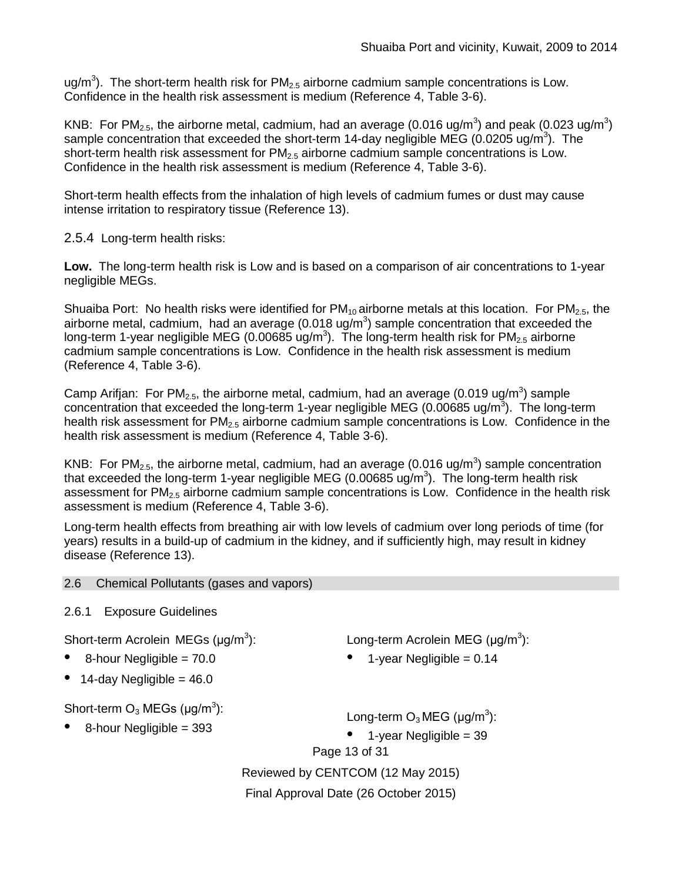ug/m$^3$). The short-term health risk for $PM_{2.5}$ airborne cadmium sample concentrations is Low. Confidence in the health risk assessment is medium (Reference 4, Table 3-6).

KNB: For $PM_{2.5}$, the airborne metal, cadmium, had an average (0.016 ug/m$^3$) and peak (0.023 ug/m$^3$) sample concentration that exceeded the short-term 14-day negligible MEG (0.0205 ug/m$^3$). The short-term health risk assessment for $PM_{2.5}$ airborne cadmium sample concentrations is Low. Confidence in the health risk assessment is medium (Reference 4, Table 3-6).

Short-term health effects from the inhalation of high levels of cadmium fumes or dust may cause intense irritation to respiratory tissue (Reference 13).

#### 2.5.4 Long-term health risks:

**Low.** The long-term health risk is Low and is based on a comparison of air concentrations to 1-year negligible MEGs.

Shuaiba Port: No health risks were identified for $PM_{10}$ airborne metals at this location. For $PM_{2.5}$, the airborne metal, cadmium, had an average (0.018 ug/m$^3$) sample concentration that exceeded the long-term 1-year negligible MEG (0.00685 ug/m$^3$). The long-term health risk for $PM_{2.5}$ airborne cadmium sample concentrations is Low. Confidence in the health risk assessment is medium (Reference 4, Table 3-6).

Camp Arifjan: For $PM_{2.5}$, the airborne metal, cadmium, had an average (0.019 ug/m$^3$) sample concentration that exceeded the long-term 1-year negligible MEG (0.00685 ug/m$^3$). The long-term health risk assessment for $PM_{2.5}$ airborne cadmium sample concentrations is Low. Confidence in the health risk assessment is medium (Reference 4, Table 3-6).

KNB: For $PM_{2.5}$, the airborne metal, cadmium, had an average (0.016 ug/m$^3$) sample concentration that exceeded the long-term 1-year negligible MEG (0.00685 ug/m$^3$). The long-term health risk assessment for $PM_{2.5}$ airborne cadmium sample concentrations is Low. Confidence in the health risk assessment is medium (Reference 4, Table 3-6).

Long-term health effects from breathing air with low levels of cadmium over long periods of time (for years) results in a build-up of cadmium in the kidney, and if sufficiently high, may result in kidney disease (Reference 13).

### 2.6 Chemical Pollutants (gases and vapors)

#### 2.6.1 Exposure Guidelines

Short-term Acrolein MEGs (μg/m$^3$):

- 8-hour Negligible = 70.0
- 14-day Negligible = 46.0

Long-term Acrolein MEG (μg/m$^3$):

- 1-year Negligible = 0.14

Short-term $O_3$ MEGs (μg/m$^3$):

- 8-hour Negligible = 393

Long-term $O_3$ MEG (μg/m$^3$):

- 1-year Negligible = 39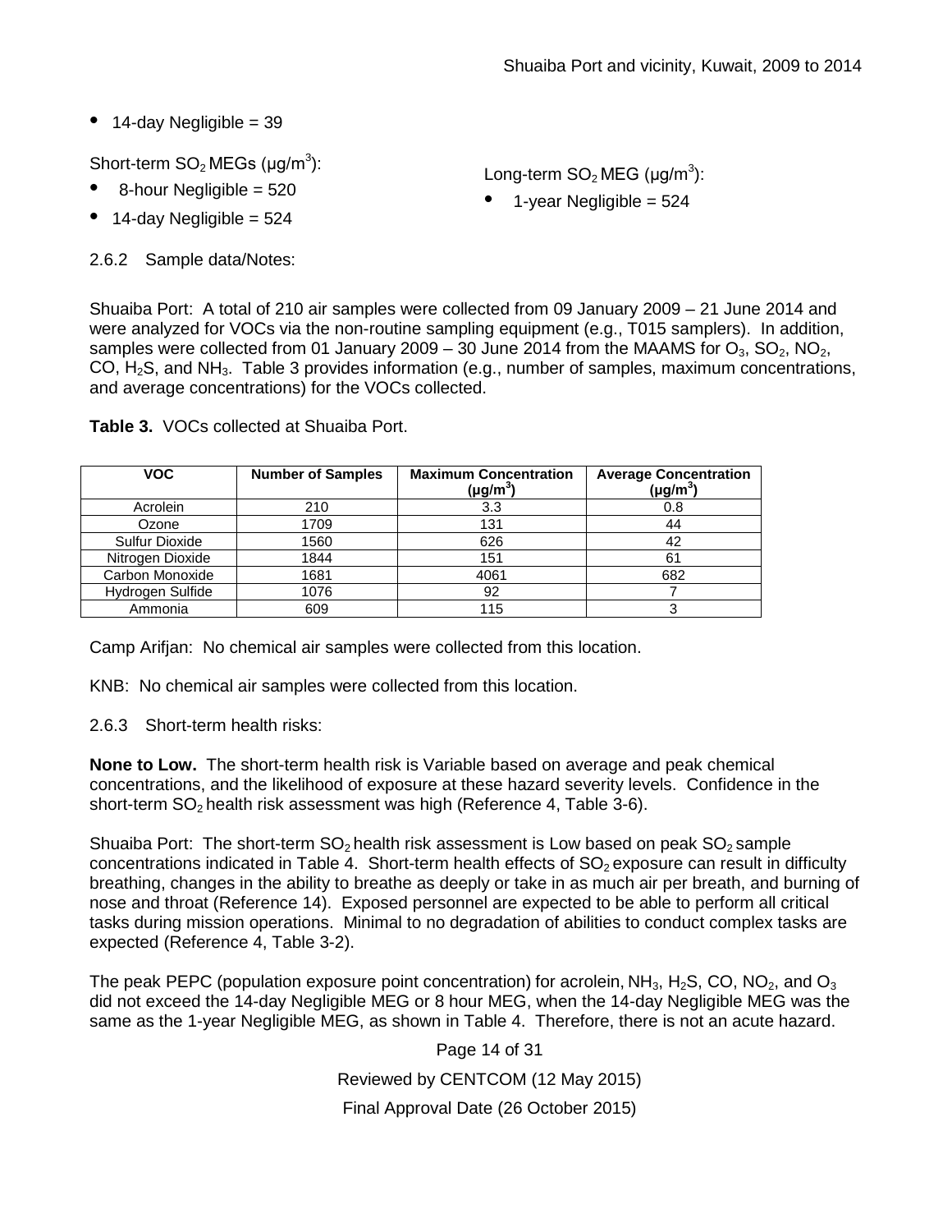- 14-day Negligible = 39

Short-term $SO_2$ MEGs ($\mu g/m^3$):

- 8-hour Negligible = 520
- 14-day Negligible = 524

Long-term $SO_2$ MEG ($\mu g/m^3$):

- 1-year Negligible = 524

2.6.2 Sample data/Notes:

Shuaiba Port: A total of 210 air samples were collected from 09 January 2009 – 21 June 2014 and were analyzed for VOCs via the non-routine sampling equipment (e.g., T015 samplers). In addition, samples were collected from 01 January 2009 – 30 June 2014 from the MAAMS for $O_3$, $SO_2$, $NO_2$, CO, $H_2S$, and $NH_3$. Table 3 provides information (e.g., number of samples, maximum concentrations, and average concentrations) for the VOCs collected.

**Table 3.** VOCs collected at Shuaiba Port.

| VOC | Number of Samples | Maximum Concentration ($\mu g/m^3$) | Average Concentration ($\mu g/m^3$) |
|---|---|---|---|
| Acrolein | 210 | 3.3 | 0.8 |
| Ozone | 1709 | 131 | 44 |
| Sulfur Dioxide | 1560 | 626 | 42 |
| Nitrogen Dioxide | 1844 | 151 | 61 |
| Carbon Monoxide | 1681 | 4061 | 682 |
| Hydrogen Sulfide | 1076 | 92 | 7 |
| Ammonia | 609 | 115 | 3 |

Camp Arifjan: No chemical air samples were collected from this location.

KNB: No chemical air samples were collected from this location.

2.6.3 Short-term health risks:

**None to Low.** The short-term health risk is Variable based on average and peak chemical concentrations, and the likelihood of exposure at these hazard severity levels. Confidence in the short-term $SO_2$ health risk assessment was high (Reference 4, Table 3-6).

Shuaiba Port: The short-term $SO_2$ health risk assessment is Low based on peak $SO_2$ sample concentrations indicated in Table 4. Short-term health effects of $SO_2$ exposure can result in difficulty breathing, changes in the ability to breathe as deeply or take in as much air per breath, and burning of nose and throat (Reference 14). Exposed personnel are expected to be able to perform all critical tasks during mission operations. Minimal to no degradation of abilities to conduct complex tasks are expected (Reference 4, Table 3-2).

The peak PEPC (population exposure point concentration) for acrolein, $NH_3$, $H_2S$, CO, $NO_2$, and $O_3$ did not exceed the 14-day Negligible MEG or 8 hour MEG, when the 14-day Negligible MEG was the same as the 1-year Negligible MEG, as shown in Table 4. Therefore, there is not an acute hazard.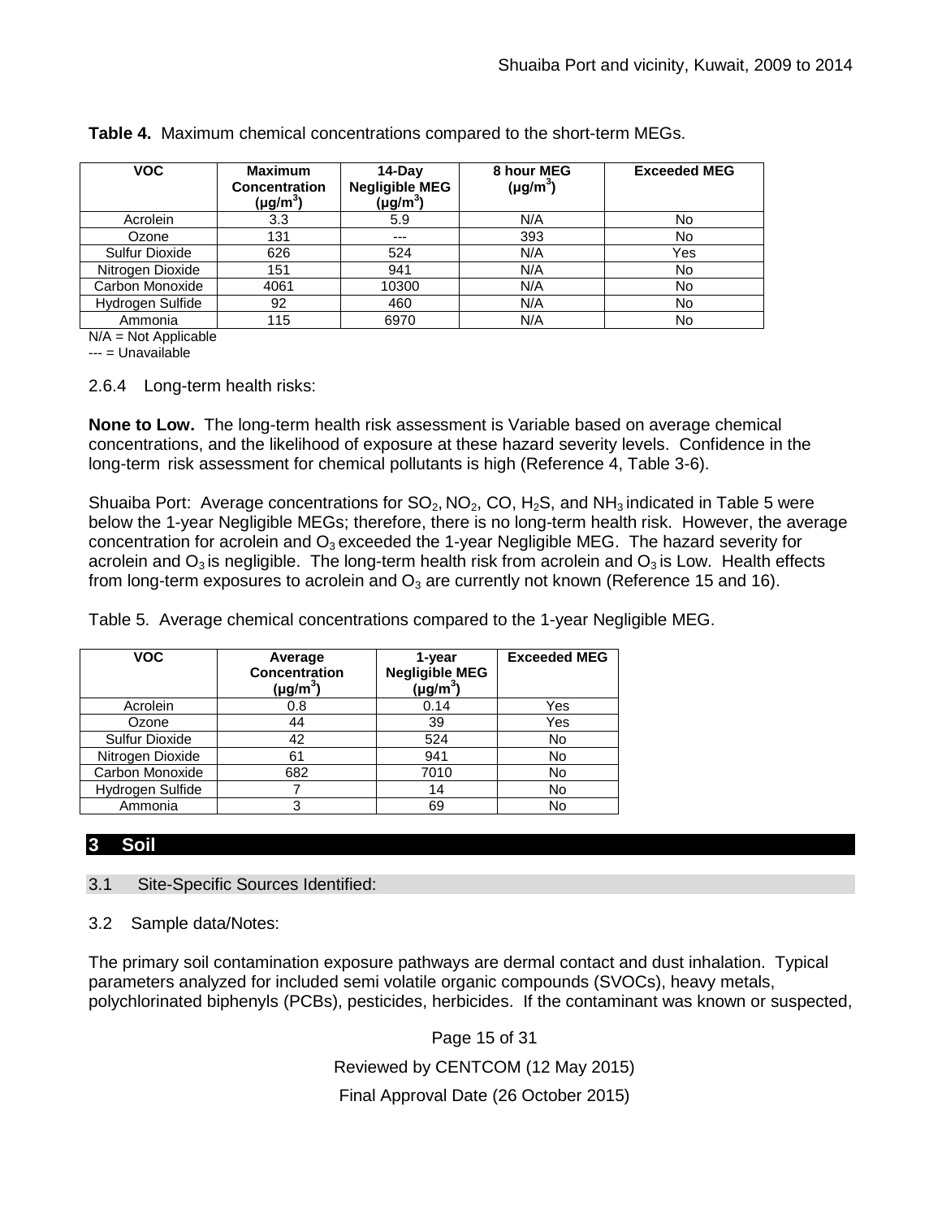**Table 4.** Maximum chemical concentrations compared to the short-term MEGs.

| VOC | Maximum Concentration ($\mu g/m^3$) | 14-Day Negligible MEG ($\mu g/m^3$) | 8 hour MEG ($\mu g/m^3$) | Exceeded MEG |
|---|---|---|---|---|
| Acrolein | 3.3 | 5.9 | N/A | No |
| Ozone | 131 | --- | 393 | No |
| Sulfur Dioxide | 626 | 524 | N/A | Yes |
| Nitrogen Dioxide | 151 | 941 | N/A | No |
| Carbon Monoxide | 4061 | 10300 | N/A | No |
| Hydrogen Sulfide | 92 | 460 | N/A | No |
| Ammonia | 115 | 6970 | N/A | No |

N/A = Not Applicable
--- = Unavailable

2.6.4 Long-term health risks:

**None to Low.** The long-term health risk assessment is Variable based on average chemical concentrations, and the likelihood of exposure at these hazard severity levels. Confidence in the long-term risk assessment for chemical pollutants is high (Reference 4, Table 3-6).

Shuaiba Port: Average concentrations for $SO_2$, $NO_2$, CO, $H_2S$, and $NH_3$ indicated in Table 5 were below the 1-year Negligible MEGs; therefore, there is no long-term health risk. However, the average concentration for acrolein and $O_3$ exceeded the 1-year Negligible MEG. The hazard severity for acrolein and $O_3$ is negligible. The long-term health risk from acrolein and $O_3$ is Low. Health effects from long-term exposures to acrolein and $O_3$ are currently not known (Reference 15 and 16).

Table 5. Average chemical concentrations compared to the 1-year Negligible MEG.

| VOC | Average Concentration ($\mu g/m^3$) | 1-year Negligible MEG ($\mu g/m^3$) | Exceeded MEG |
|---|---|---|---|
| Acrolein | 0.8 | 0.14 | Yes |
| Ozone | 44 | 39 | Yes |
| Sulfur Dioxide | 42 | 524 | No |
| Nitrogen Dioxide | 61 | 941 | No |
| Carbon Monoxide | 682 | 7010 | No |
| Hydrogen Sulfide | 7 | 14 | No |
| Ammonia | 3 | 69 | No |

## 3 Soil

### 3.1 Site-Specific Sources Identified:

### 3.2 Sample data/Notes:

The primary soil contamination exposure pathways are dermal contact and dust inhalation. Typical parameters analyzed for included semi volatile organic compounds (SVOCs), heavy metals, polychlorinated biphenyls (PCBs), pesticides, herbicides. If the contaminant was known or suspected,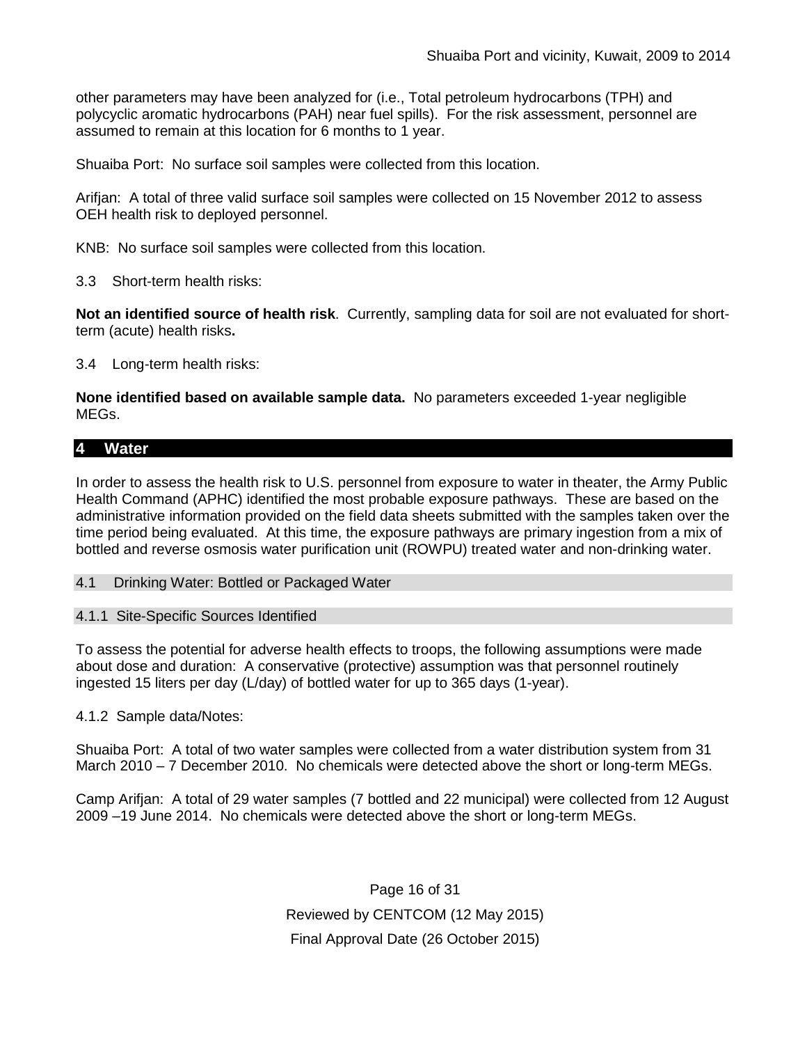other parameters may have been analyzed for (i.e., Total petroleum hydrocarbons (TPH) and polycyclic aromatic hydrocarbons (PAH) near fuel spills). For the risk assessment, personnel are assumed to remain at this location for 6 months to 1 year.

Shuaiba Port: No surface soil samples were collected from this location.

Arifjan: A total of three valid surface soil samples were collected on 15 November 2012 to assess OEH health risk to deployed personnel.

KNB: No surface soil samples were collected from this location.

3.3 Short-term health risks:

**Not an identified source of health risk**. Currently, sampling data for soil are not evaluated for short-term (acute) health risks**.**

3.4 Long-term health risks:

**None identified based on available sample data.** No parameters exceeded 1-year negligible MEGs.

## 4 Water

In order to assess the health risk to U.S. personnel from exposure to water in theater, the Army Public Health Command (APHC) identified the most probable exposure pathways. These are based on the administrative information provided on the field data sheets submitted with the samples taken over the time period being evaluated. At this time, the exposure pathways are primary ingestion from a mix of bottled and reverse osmosis water purification unit (ROWPU) treated water and non-drinking water.

### 4.1 Drinking Water: Bottled or Packaged Water

#### 4.1.1 Site-Specific Sources Identified

To assess the potential for adverse health effects to troops, the following assumptions were made about dose and duration: A conservative (protective) assumption was that personnel routinely ingested 15 liters per day (L/day) of bottled water for up to 365 days (1-year).

4.1.2 Sample data/Notes:

Shuaiba Port: A total of two water samples were collected from a water distribution system from 31 March 2010 – 7 December 2010. No chemicals were detected above the short or long-term MEGs.

Camp Arifjan: A total of 29 water samples (7 bottled and 22 municipal) were collected from 12 August 2009 –19 June 2014. No chemicals were detected above the short or long-term MEGs.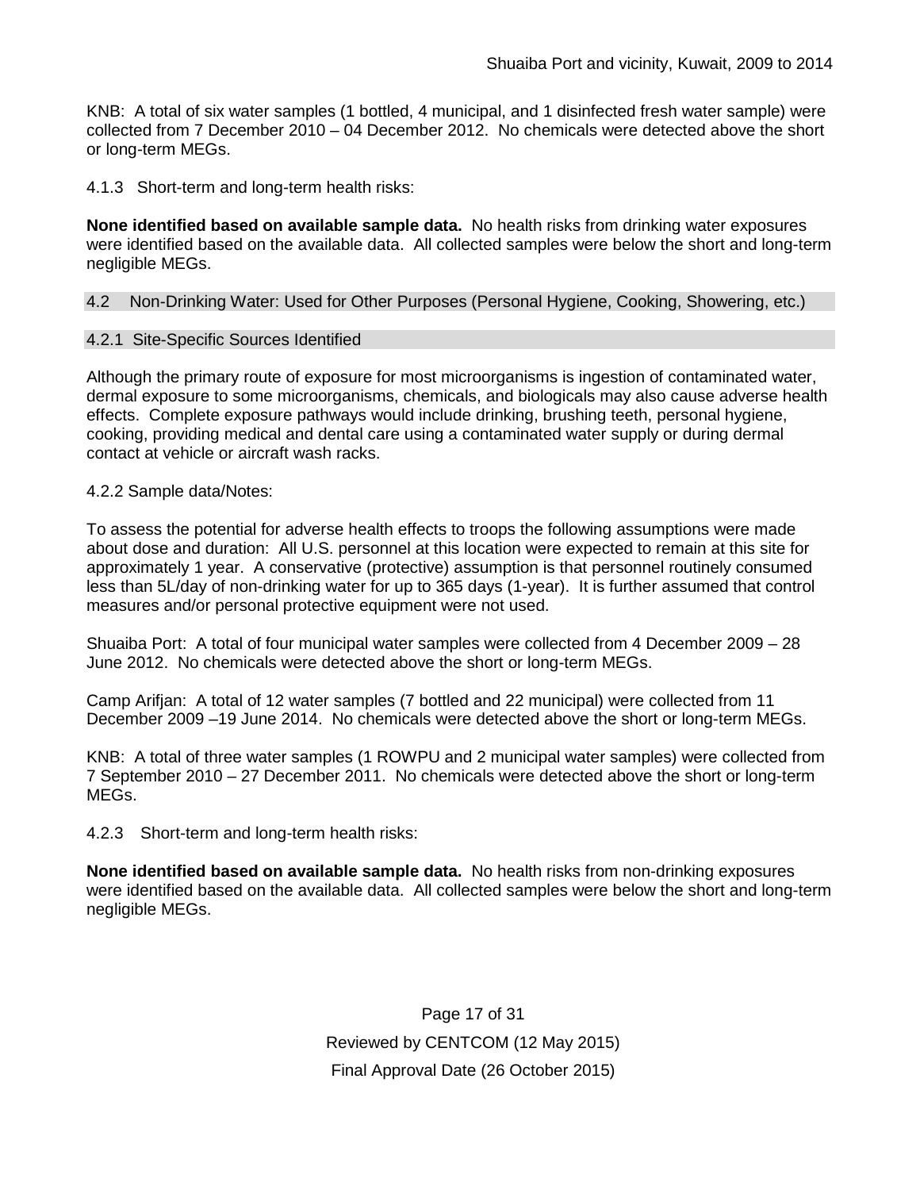KNB: A total of six water samples (1 bottled, 4 municipal, and 1 disinfected fresh water sample) were collected from 7 December 2010 – 04 December 2012. No chemicals were detected above the short or long-term MEGs.

4.1.3 Short-term and long-term health risks:

**None identified based on available sample data.** No health risks from drinking water exposures were identified based on the available data. All collected samples were below the short and long-term negligible MEGs.

### 4.2 Non-Drinking Water: Used for Other Purposes (Personal Hygiene, Cooking, Showering, etc.)

#### 4.2.1 Site-Specific Sources Identified

Although the primary route of exposure for most microorganisms is ingestion of contaminated water, dermal exposure to some microorganisms, chemicals, and biologicals may also cause adverse health effects. Complete exposure pathways would include drinking, brushing teeth, personal hygiene, cooking, providing medical and dental care using a contaminated water supply or during dermal contact at vehicle or aircraft wash racks.

4.2.2 Sample data/Notes:

To assess the potential for adverse health effects to troops the following assumptions were made about dose and duration: All U.S. personnel at this location were expected to remain at this site for approximately 1 year. A conservative (protective) assumption is that personnel routinely consumed less than 5L/day of non-drinking water for up to 365 days (1-year). It is further assumed that control measures and/or personal protective equipment were not used.

Shuaiba Port: A total of four municipal water samples were collected from 4 December 2009 – 28 June 2012. No chemicals were detected above the short or long-term MEGs.

Camp Arifjan: A total of 12 water samples (7 bottled and 22 municipal) were collected from 11 December 2009 –19 June 2014. No chemicals were detected above the short or long-term MEGs.

KNB: A total of three water samples (1 ROWPU and 2 municipal water samples) were collected from 7 September 2010 – 27 December 2011. No chemicals were detected above the short or long-term MEGs.

4.2.3 Short-term and long-term health risks:

**None identified based on available sample data.** No health risks from non-drinking exposures were identified based on the available data. All collected samples were below the short and long-term negligible MEGs.

Reviewed by CENTCOM (12 May 2015)

Final Approval Date (26 October 2015)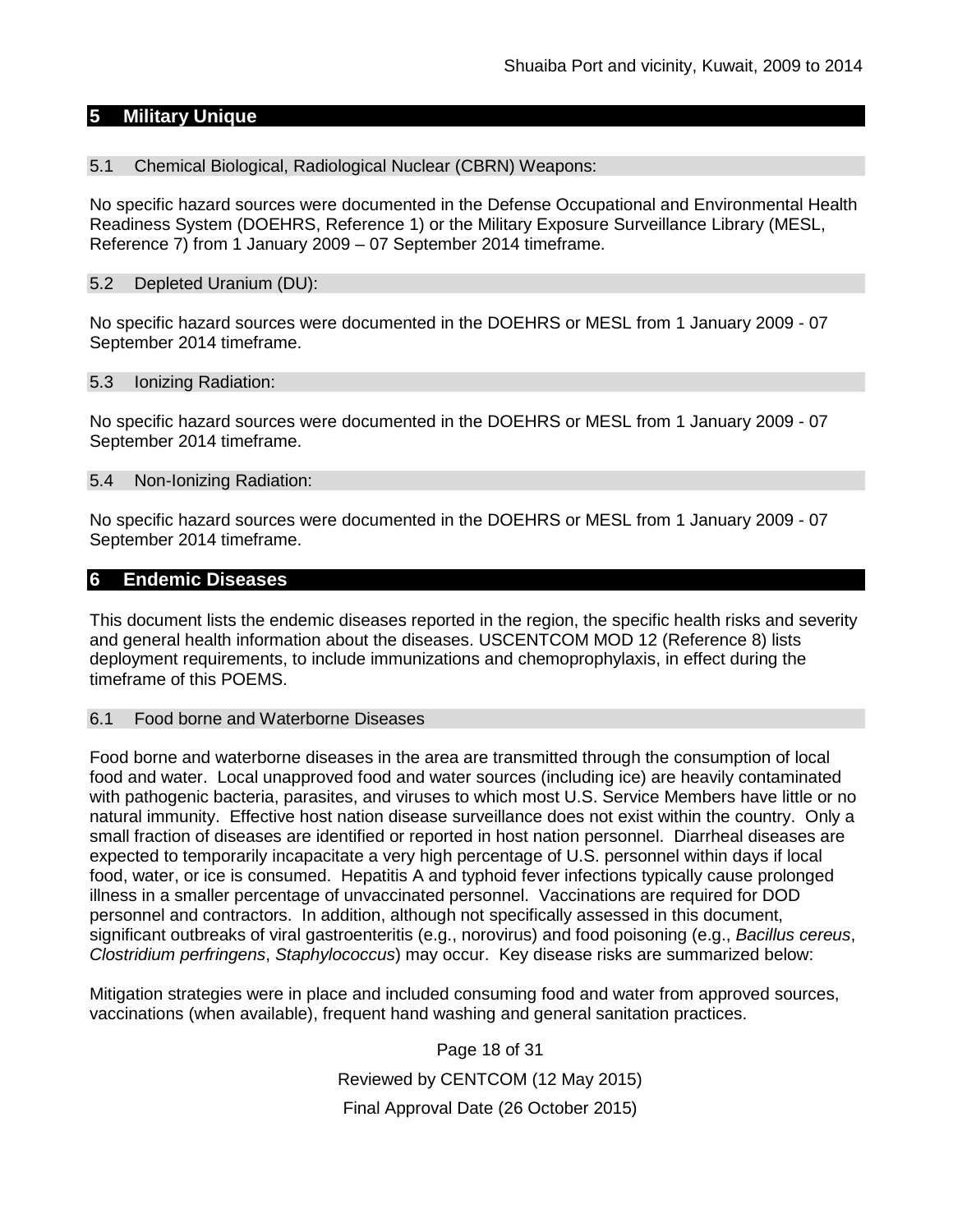## 5 Military Unique

### 5.1 Chemical Biological, Radiological Nuclear (CBRN) Weapons:

No specific hazard sources were documented in the Defense Occupational and Environmental Health Readiness System (DOEHRS, Reference 1) or the Military Exposure Surveillance Library (MESL, Reference 7) from 1 January 2009 – 07 September 2014 timeframe.

### 5.2 Depleted Uranium (DU):

No specific hazard sources were documented in the DOEHRS or MESL from 1 January 2009 - 07 September 2014 timeframe.

### 5.3 Ionizing Radiation:

No specific hazard sources were documented in the DOEHRS or MESL from 1 January 2009 - 07 September 2014 timeframe.

### 5.4 Non-Ionizing Radiation:

No specific hazard sources were documented in the DOEHRS or MESL from 1 January 2009 - 07 September 2014 timeframe.

## 6 Endemic Diseases

This document lists the endemic diseases reported in the region, the specific health risks and severity and general health information about the diseases. USCENTCOM MOD 12 (Reference 8) lists deployment requirements, to include immunizations and chemoprophylaxis, in effect during the timeframe of this POEMS.

### 6.1 Food borne and Waterborne Diseases

Food borne and waterborne diseases in the area are transmitted through the consumption of local food and water. Local unapproved food and water sources (including ice) are heavily contaminated with pathogenic bacteria, parasites, and viruses to which most U.S. Service Members have little or no natural immunity. Effective host nation disease surveillance does not exist within the country. Only a small fraction of diseases are identified or reported in host nation personnel. Diarrheal diseases are expected to temporarily incapacitate a very high percentage of U.S. personnel within days if local food, water, or ice is consumed. Hepatitis A and typhoid fever infections typically cause prolonged illness in a smaller percentage of unvaccinated personnel. Vaccinations are required for DOD personnel and contractors. In addition, although not specifically assessed in this document, significant outbreaks of viral gastroenteritis (e.g., norovirus) and food poisoning (e.g., *Bacillus cereus*, *Clostridium perfringens*, *Staphylococcus*) may occur. Key disease risks are summarized below:

Mitigation strategies were in place and included consuming food and water from approved sources, vaccinations (when available), frequent hand washing and general sanitation practices.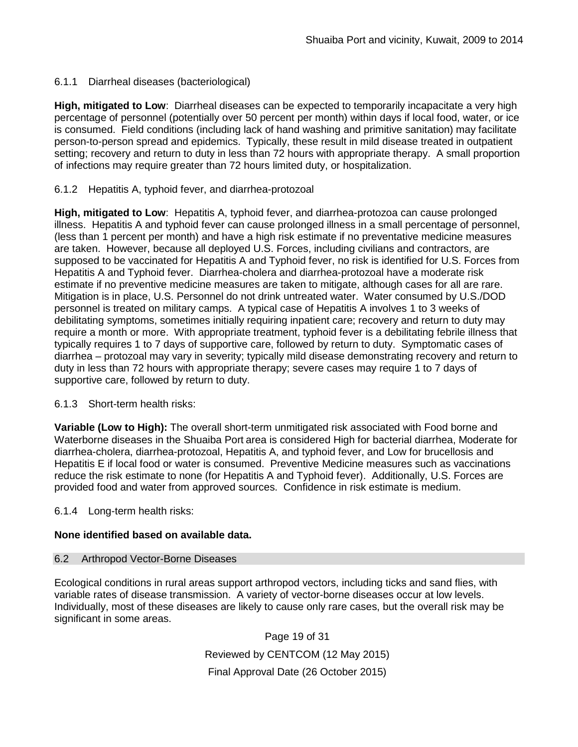#### 6.1.1 Diarrheal diseases (bacteriological)

**High, mitigated to Low**: Diarrheal diseases can be expected to temporarily incapacitate a very high percentage of personnel (potentially over 50 percent per month) within days if local food, water, or ice is consumed. Field conditions (including lack of hand washing and primitive sanitation) may facilitate person-to-person spread and epidemics. Typically, these result in mild disease treated in outpatient setting; recovery and return to duty in less than 72 hours with appropriate therapy. A small proportion of infections may require greater than 72 hours limited duty, or hospitalization.

#### 6.1.2 Hepatitis A, typhoid fever, and diarrhea-protozoal

**High, mitigated to Low**: Hepatitis A, typhoid fever, and diarrhea-protozoa can cause prolonged illness. Hepatitis A and typhoid fever can cause prolonged illness in a small percentage of personnel, (less than 1 percent per month) and have a high risk estimate if no preventative medicine measures are taken. However, because all deployed U.S. Forces, including civilians and contractors, are supposed to be vaccinated for Hepatitis A and Typhoid fever, no risk is identified for U.S. Forces from Hepatitis A and Typhoid fever. Diarrhea-cholera and diarrhea-protozoal have a moderate risk estimate if no preventive medicine measures are taken to mitigate, although cases for all are rare. Mitigation is in place, U.S. Personnel do not drink untreated water. Water consumed by U.S./DOD personnel is treated on military camps. A typical case of Hepatitis A involves 1 to 3 weeks of debilitating symptoms, sometimes initially requiring inpatient care; recovery and return to duty may require a month or more. With appropriate treatment, typhoid fever is a debilitating febrile illness that typically requires 1 to 7 days of supportive care, followed by return to duty. Symptomatic cases of diarrhea – protozoal may vary in severity; typically mild disease demonstrating recovery and return to duty in less than 72 hours with appropriate therapy; severe cases may require 1 to 7 days of supportive care, followed by return to duty.

#### 6.1.3 Short-term health risks:

**Variable (Low to High):** The overall short-term unmitigated risk associated with Food borne and Waterborne diseases in the Shuaiba Port area is considered High for bacterial diarrhea, Moderate for diarrhea-cholera, diarrhea-protozoal, Hepatitis A, and typhoid fever, and Low for brucellosis and Hepatitis E if local food or water is consumed. Preventive Medicine measures such as vaccinations reduce the risk estimate to none (for Hepatitis A and Typhoid fever). Additionally, U.S. Forces are provided food and water from approved sources. Confidence in risk estimate is medium.

#### 6.1.4 Long-term health risks:

**None identified based on available data.**

### 6.2 Arthropod Vector-Borne Diseases

Ecological conditions in rural areas support arthropod vectors, including ticks and sand flies, with variable rates of disease transmission. A variety of vector-borne diseases occur at low levels. Individually, most of these diseases are likely to cause only rare cases, but the overall risk may be significant in some areas.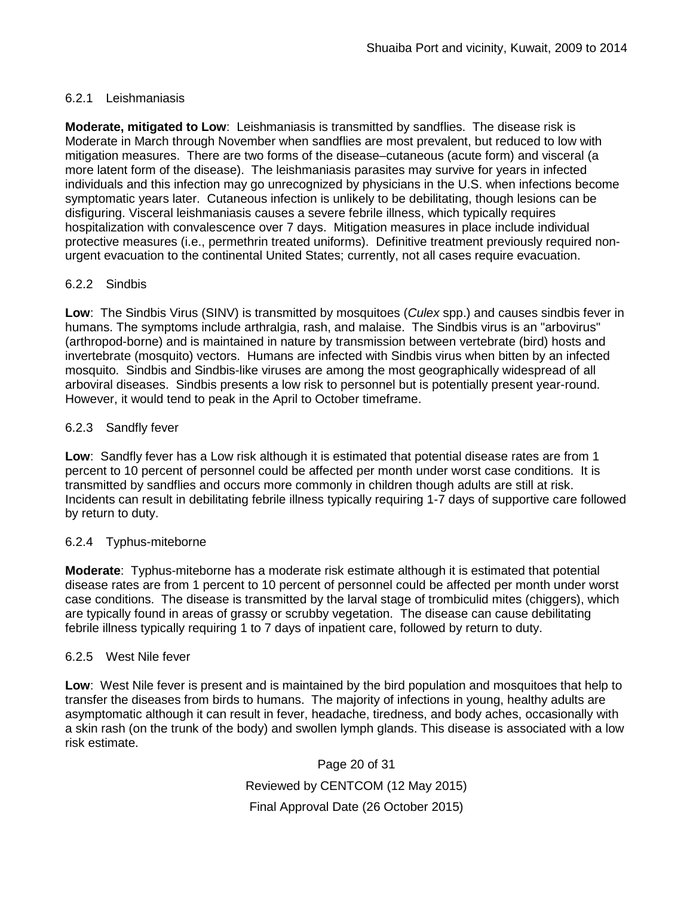#### 6.2.1 Leishmaniasis

**Moderate, mitigated to Low**: Leishmaniasis is transmitted by sandflies. The disease risk is Moderate in March through November when sandflies are most prevalent, but reduced to low with mitigation measures. There are two forms of the disease–cutaneous (acute form) and visceral (a more latent form of the disease). The leishmaniasis parasites may survive for years in infected individuals and this infection may go unrecognized by physicians in the U.S. when infections become symptomatic years later. Cutaneous infection is unlikely to be debilitating, though lesions can be disfiguring. Visceral leishmaniasis causes a severe febrile illness, which typically requires hospitalization with convalescence over 7 days. Mitigation measures in place include individual protective measures (i.e., permethrin treated uniforms). Definitive treatment previously required non-urgent evacuation to the continental United States; currently, not all cases require evacuation.

#### 6.2.2 Sindbis

**Low**: The Sindbis Virus (SINV) is transmitted by mosquitoes (*Culex* spp.) and causes sindbis fever in humans. The symptoms include arthralgia, rash, and malaise. The Sindbis virus is an "arbovirus" (arthropod-borne) and is maintained in nature by transmission between vertebrate (bird) hosts and invertebrate (mosquito) vectors. Humans are infected with Sindbis virus when bitten by an infected mosquito. Sindbis and Sindbis-like viruses are among the most geographically widespread of all arboviral diseases. Sindbis presents a low risk to personnel but is potentially present year-round. However, it would tend to peak in the April to October timeframe.

#### 6.2.3 Sandfly fever

**Low**: Sandfly fever has a Low risk although it is estimated that potential disease rates are from 1 percent to 10 percent of personnel could be affected per month under worst case conditions. It is transmitted by sandflies and occurs more commonly in children though adults are still at risk. Incidents can result in debilitating febrile illness typically requiring 1-7 days of supportive care followed by return to duty.

#### 6.2.4 Typhus-miteborne

**Moderate**: Typhus-miteborne has a moderate risk estimate although it is estimated that potential disease rates are from 1 percent to 10 percent of personnel could be affected per month under worst case conditions. The disease is transmitted by the larval stage of trombiculid mites (chiggers), which are typically found in areas of grassy or scrubby vegetation. The disease can cause debilitating febrile illness typically requiring 1 to 7 days of inpatient care, followed by return to duty.

#### 6.2.5 West Nile fever

**Low**: West Nile fever is present and is maintained by the bird population and mosquitoes that help to transfer the diseases from birds to humans. The majority of infections in young, healthy adults are asymptomatic although it can result in fever, headache, tiredness, and body aches, occasionally with a skin rash (on the trunk of the body) and swollen lymph glands. This disease is associated with a low risk estimate.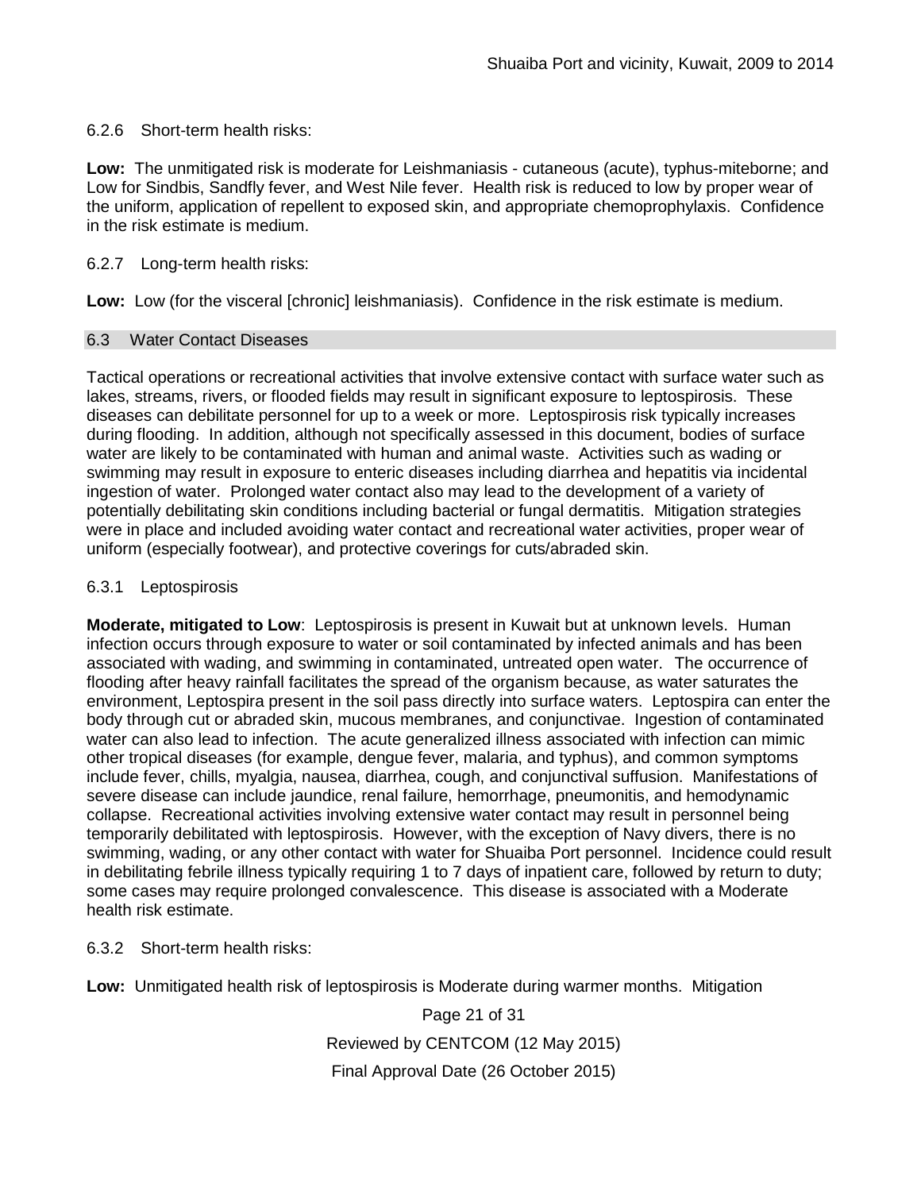6.2.6 Short-term health risks:

**Low:** The unmitigated risk is moderate for Leishmaniasis - cutaneous (acute), typhus-miteborne; and Low for Sindbis, Sandfly fever, and West Nile fever. Health risk is reduced to low by proper wear of the uniform, application of repellent to exposed skin, and appropriate chemoprophylaxis. Confidence in the risk estimate is medium.

6.2.7 Long-term health risks:

**Low:** Low (for the visceral [chronic] leishmaniasis). Confidence in the risk estimate is medium.

## 6.3 Water Contact Diseases

Tactical operations or recreational activities that involve extensive contact with surface water such as lakes, streams, rivers, or flooded fields may result in significant exposure to leptospirosis. These diseases can debilitate personnel for up to a week or more. Leptospirosis risk typically increases during flooding. In addition, although not specifically assessed in this document, bodies of surface water are likely to be contaminated with human and animal waste. Activities such as wading or swimming may result in exposure to enteric diseases including diarrhea and hepatitis via incidental ingestion of water. Prolonged water contact also may lead to the development of a variety of potentially debilitating skin conditions including bacterial or fungal dermatitis. Mitigation strategies were in place and included avoiding water contact and recreational water activities, proper wear of uniform (especially footwear), and protective coverings for cuts/abraded skin.

6.3.1 Leptospirosis

**Moderate, mitigated to Low**: Leptospirosis is present in Kuwait but at unknown levels. Human infection occurs through exposure to water or soil contaminated by infected animals and has been associated with wading, and swimming in contaminated, untreated open water. The occurrence of flooding after heavy rainfall facilitates the spread of the organism because, as water saturates the environment, Leptospira present in the soil pass directly into surface waters. Leptospira can enter the body through cut or abraded skin, mucous membranes, and conjunctivae. Ingestion of contaminated water can also lead to infection. The acute generalized illness associated with infection can mimic other tropical diseases (for example, dengue fever, malaria, and typhus), and common symptoms include fever, chills, myalgia, nausea, diarrhea, cough, and conjunctival suffusion. Manifestations of severe disease can include jaundice, renal failure, hemorrhage, pneumonitis, and hemodynamic collapse. Recreational activities involving extensive water contact may result in personnel being temporarily debilitated with leptospirosis. However, with the exception of Navy divers, there is no swimming, wading, or any other contact with water for Shuaiba Port personnel. Incidence could result in debilitating febrile illness typically requiring 1 to 7 days of inpatient care, followed by return to duty; some cases may require prolonged convalescence. This disease is associated with a Moderate health risk estimate.

6.3.2 Short-term health risks:

**Low:** Unmitigated health risk of leptospirosis is Moderate during warmer months. Mitigation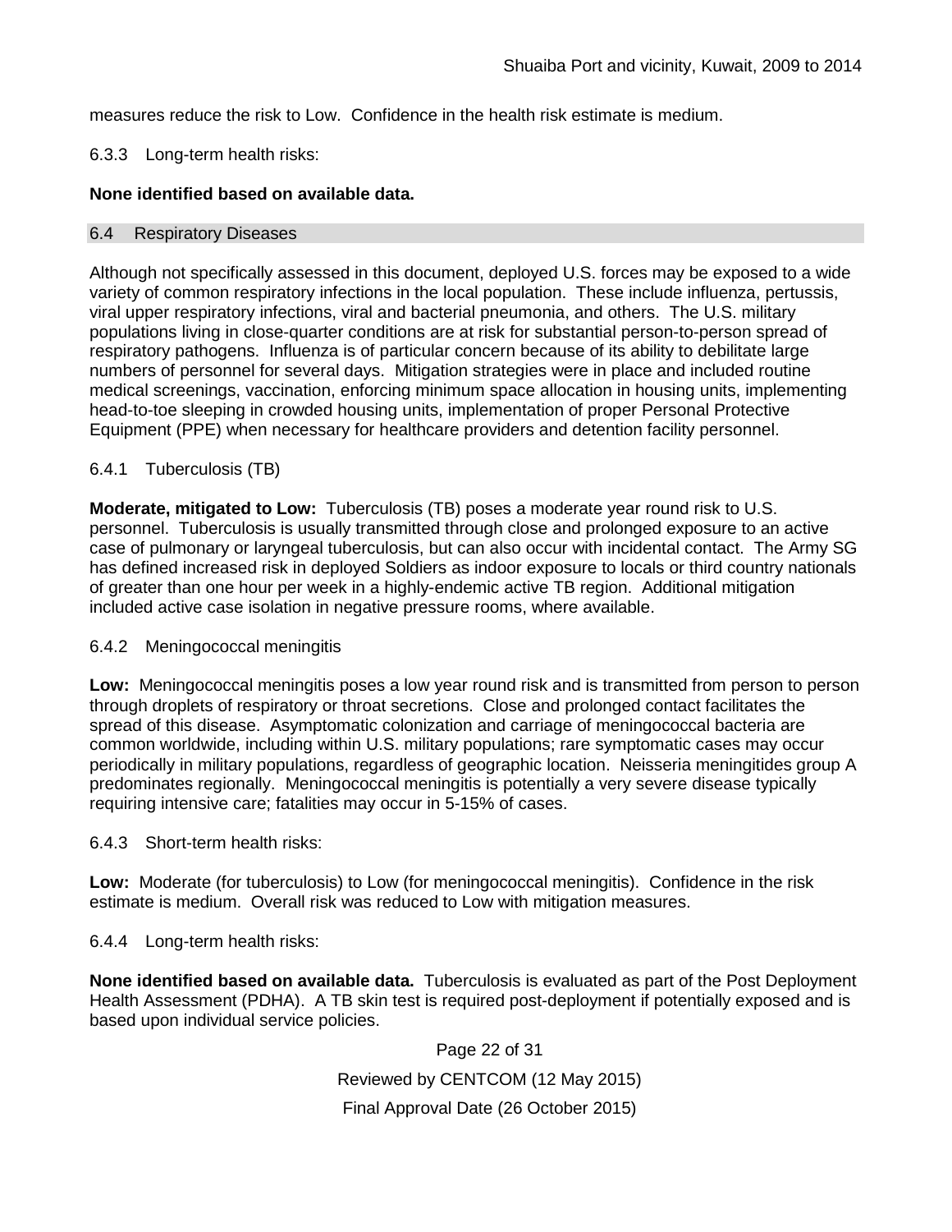measures reduce the risk to Low. Confidence in the health risk estimate is medium.

6.3.3 Long-term health risks:

**None identified based on available data.**

## 6.4 Respiratory Diseases

Although not specifically assessed in this document, deployed U.S. forces may be exposed to a wide variety of common respiratory infections in the local population. These include influenza, pertussis, viral upper respiratory infections, viral and bacterial pneumonia, and others. The U.S. military populations living in close-quarter conditions are at risk for substantial person-to-person spread of respiratory pathogens. Influenza is of particular concern because of its ability to debilitate large numbers of personnel for several days. Mitigation strategies were in place and included routine medical screenings, vaccination, enforcing minimum space allocation in housing units, implementing head-to-toe sleeping in crowded housing units, implementation of proper Personal Protective Equipment (PPE) when necessary for healthcare providers and detention facility personnel.

6.4.1 Tuberculosis (TB)

**Moderate, mitigated to Low:** Tuberculosis (TB) poses a moderate year round risk to U.S. personnel. Tuberculosis is usually transmitted through close and prolonged exposure to an active case of pulmonary or laryngeal tuberculosis, but can also occur with incidental contact. The Army SG has defined increased risk in deployed Soldiers as indoor exposure to locals or third country nationals of greater than one hour per week in a highly-endemic active TB region. Additional mitigation included active case isolation in negative pressure rooms, where available.

6.4.2 Meningococcal meningitis

**Low:** Meningococcal meningitis poses a low year round risk and is transmitted from person to person through droplets of respiratory or throat secretions. Close and prolonged contact facilitates the spread of this disease. Asymptomatic colonization and carriage of meningococcal bacteria are common worldwide, including within U.S. military populations; rare symptomatic cases may occur periodically in military populations, regardless of geographic location. Neisseria meningitides group A predominates regionally. Meningococcal meningitis is potentially a very severe disease typically requiring intensive care; fatalities may occur in 5-15% of cases.

6.4.3 Short-term health risks:

**Low:** Moderate (for tuberculosis) to Low (for meningococcal meningitis). Confidence in the risk estimate is medium. Overall risk was reduced to Low with mitigation measures.

6.4.4 Long-term health risks:

**None identified based on available data.** Tuberculosis is evaluated as part of the Post Deployment Health Assessment (PDHA). A TB skin test is required post-deployment if potentially exposed and is based upon individual service policies.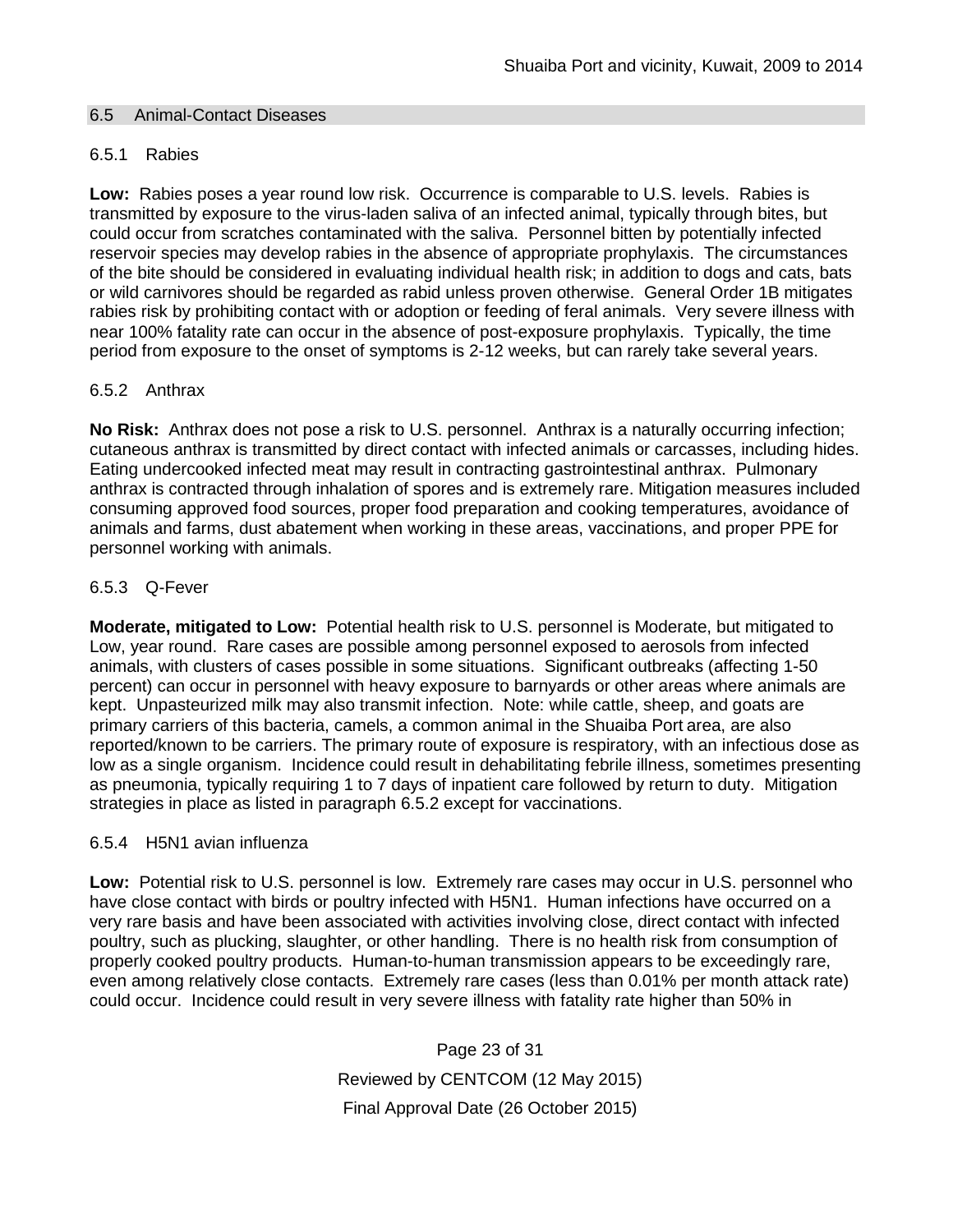## 6.5 Animal-Contact Diseases

### 6.5.1 Rabies

**Low:** Rabies poses a year round low risk. Occurrence is comparable to U.S. levels. Rabies is transmitted by exposure to the virus-laden saliva of an infected animal, typically through bites, but could occur from scratches contaminated with the saliva. Personnel bitten by potentially infected reservoir species may develop rabies in the absence of appropriate prophylaxis. The circumstances of the bite should be considered in evaluating individual health risk; in addition to dogs and cats, bats or wild carnivores should be regarded as rabid unless proven otherwise. General Order 1B mitigates rabies risk by prohibiting contact with or adoption or feeding of feral animals. Very severe illness with near 100% fatality rate can occur in the absence of post-exposure prophylaxis. Typically, the time period from exposure to the onset of symptoms is 2-12 weeks, but can rarely take several years.

### 6.5.2 Anthrax

**No Risk:** Anthrax does not pose a risk to U.S. personnel. Anthrax is a naturally occurring infection; cutaneous anthrax is transmitted by direct contact with infected animals or carcasses, including hides. Eating undercooked infected meat may result in contracting gastrointestinal anthrax. Pulmonary anthrax is contracted through inhalation of spores and is extremely rare. Mitigation measures included consuming approved food sources, proper food preparation and cooking temperatures, avoidance of animals and farms, dust abatement when working in these areas, vaccinations, and proper PPE for personnel working with animals.

### 6.5.3 Q-Fever

**Moderate, mitigated to Low:** Potential health risk to U.S. personnel is Moderate, but mitigated to Low, year round. Rare cases are possible among personnel exposed to aerosols from infected animals, with clusters of cases possible in some situations. Significant outbreaks (affecting 1-50 percent) can occur in personnel with heavy exposure to barnyards or other areas where animals are kept. Unpasteurized milk may also transmit infection. Note: while cattle, sheep, and goats are primary carriers of this bacteria, camels, a common animal in the Shuaiba Port area, are also reported/known to be carriers. The primary route of exposure is respiratory, with an infectious dose as low as a single organism. Incidence could result in dehabilitating febrile illness, sometimes presenting as pneumonia, typically requiring 1 to 7 days of inpatient care followed by return to duty. Mitigation strategies in place as listed in paragraph 6.5.2 except for vaccinations.

### 6.5.4 H5N1 avian influenza

**Low:** Potential risk to U.S. personnel is low. Extremely rare cases may occur in U.S. personnel who have close contact with birds or poultry infected with H5N1. Human infections have occurred on a very rare basis and have been associated with activities involving close, direct contact with infected poultry, such as plucking, slaughter, or other handling. There is no health risk from consumption of properly cooked poultry products. Human-to-human transmission appears to be exceedingly rare, even among relatively close contacts. Extremely rare cases (less than 0.01% per month attack rate) could occur. Incidence could result in very severe illness with fatality rate higher than 50% in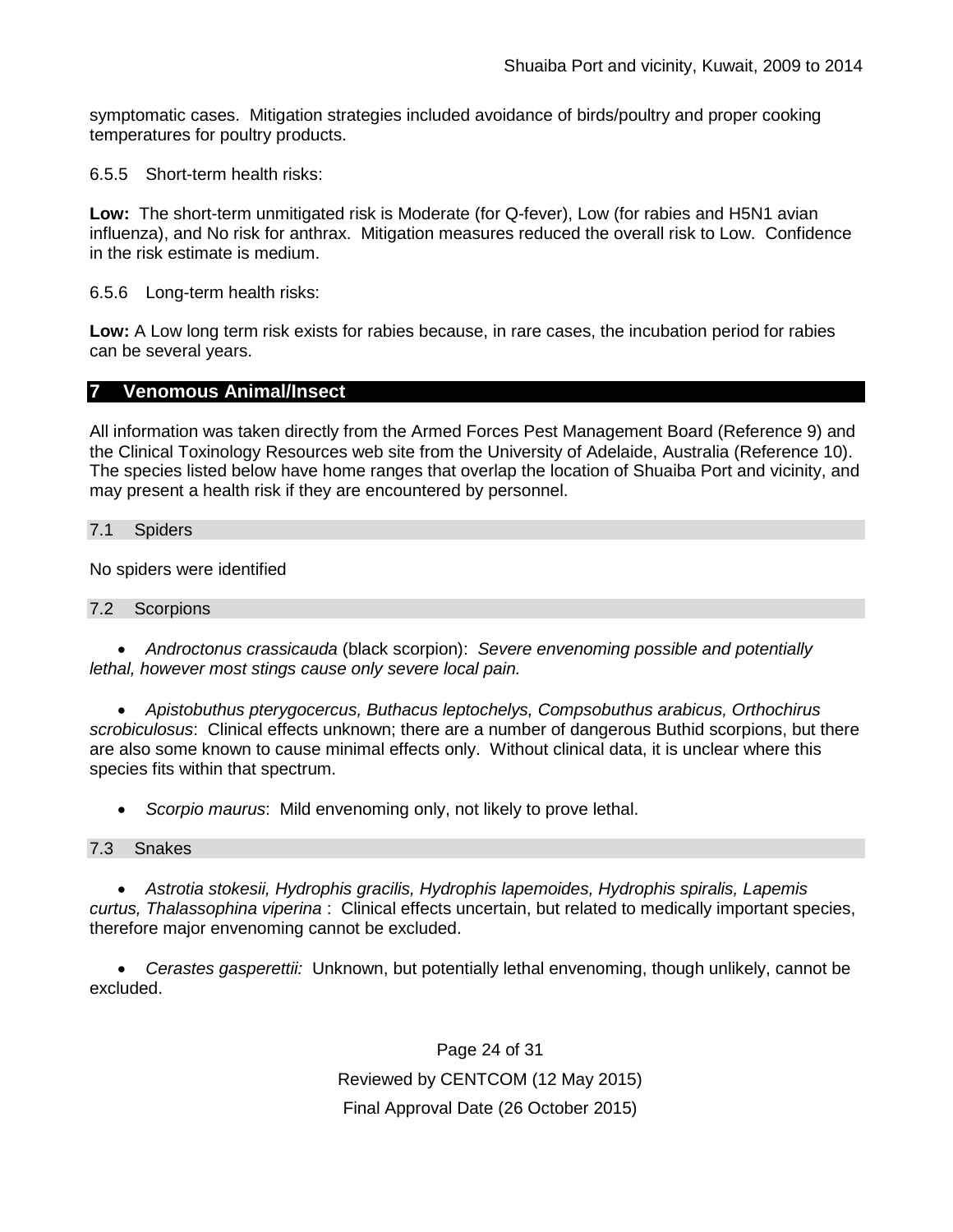symptomatic cases. Mitigation strategies included avoidance of birds/poultry and proper cooking temperatures for poultry products.

6.5.5 Short-term health risks:

**Low:** The short-term unmitigated risk is Moderate (for Q-fever), Low (for rabies and H5N1 avian influenza), and No risk for anthrax. Mitigation measures reduced the overall risk to Low. Confidence in the risk estimate is medium.

6.5.6 Long-term health risks:

**Low:** A Low long term risk exists for rabies because, in rare cases, the incubation period for rabies can be several years.

## 7 Venomous Animal/Insect

All information was taken directly from the Armed Forces Pest Management Board (Reference 9) and the Clinical Toxinology Resources web site from the University of Adelaide, Australia (Reference 10). The species listed below have home ranges that overlap the location of Shuaiba Port and vicinity, and may present a health risk if they are encountered by personnel.

### 7.1 Spiders

No spiders were identified

### 7.2 Scorpions

- *Androctonus crassicauda* (black scorpion): *Severe envenoming possible and potentially lethal, however most stings cause only severe local pain.*
- *Apistobuthus pterygocercus, Buthacus leptochelys, Compsobuthus arabicus, Orthochirus scrobiculosus*: Clinical effects unknown; there are a number of dangerous Buthid scorpions, but there are also some known to cause minimal effects only. Without clinical data, it is unclear where this species fits within that spectrum.
- *Scorpio maurus*: Mild envenoming only, not likely to prove lethal.

### 7.3 Snakes

- *Astrotia stokesii, Hydrophis gracilis, Hydrophis lapemoides, Hydrophis spiralis, Lapemis curtus, Thalassophina viperina* : Clinical effects uncertain, but related to medically important species, therefore major envenoming cannot be excluded.
- *Cerastes gasperettii:* Unknown, but potentially lethal envenoming, though unlikely, cannot be excluded.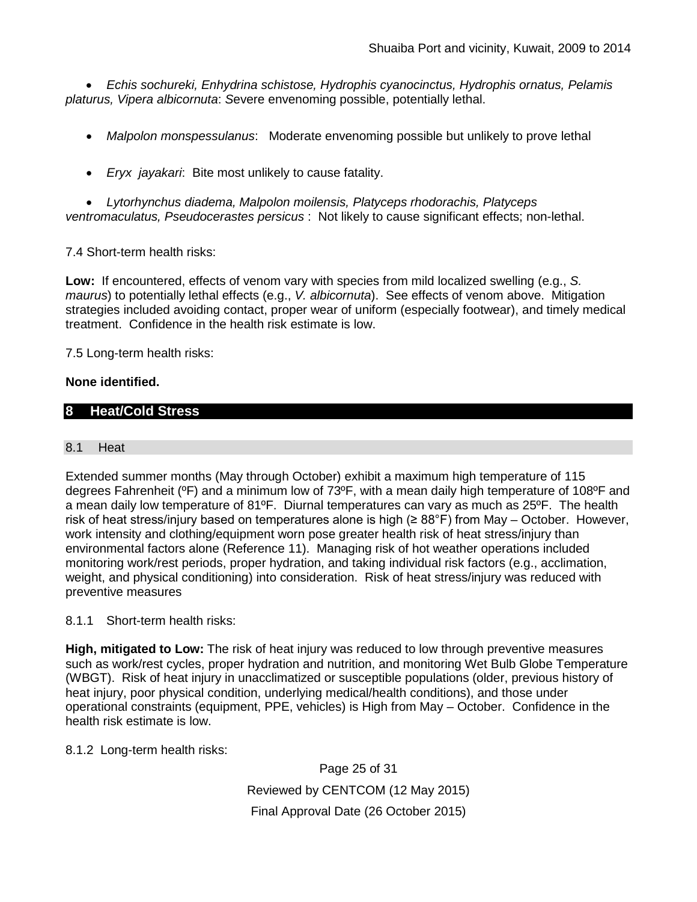- *Echis sochureki, Enhydrina schistose, Hydrophis cyanocinctus, Hydrophis ornatus, Pelamis platurus, Vipera albicornuta*: *S*evere envenoming possible, potentially lethal.
- *Malpolon monspessulanus*: Moderate envenoming possible but unlikely to prove lethal
- *Eryx jayakari*: Bite most unlikely to cause fatality.
- *Lytorhynchus diadema, Malpolon moilensis, Platyceps rhodorachis, Platyceps ventromaculatus, Pseudocerastes persicus* : Not likely to cause significant effects; non-lethal.

7.4 Short-term health risks:

**Low:** If encountered, effects of venom vary with species from mild localized swelling (e.g., *S. maurus*) to potentially lethal effects (e.g., *V. albicornuta*). See effects of venom above. Mitigation strategies included avoiding contact, proper wear of uniform (especially footwear), and timely medical treatment. Confidence in the health risk estimate is low.

7.5 Long-term health risks:

**None identified.**

## 8 Heat/Cold Stress

### 8.1 Heat

Extended summer months (May through October) exhibit a maximum high temperature of 115 degrees Fahrenheit (ºF) and a minimum low of 73ºF, with a mean daily high temperature of 108ºF and a mean daily low temperature of 81ºF. Diurnal temperatures can vary as much as 25ºF. The health risk of heat stress/injury based on temperatures alone is high (≥ 88°F) from May – October. However, work intensity and clothing/equipment worn pose greater health risk of heat stress/injury than environmental factors alone (Reference 11). Managing risk of hot weather operations included monitoring work/rest periods, proper hydration, and taking individual risk factors (e.g., acclimation, weight, and physical conditioning) into consideration. Risk of heat stress/injury was reduced with preventive measures

8.1.1 Short-term health risks:

**High, mitigated to Low:** The risk of heat injury was reduced to low through preventive measures such as work/rest cycles, proper hydration and nutrition, and monitoring Wet Bulb Globe Temperature (WBGT). Risk of heat injury in unacclimatized or susceptible populations (older, previous history of heat injury, poor physical condition, underlying medical/health conditions), and those under operational constraints (equipment, PPE, vehicles) is High from May – October. Confidence in the health risk estimate is low.

8.1.2 Long-term health risks: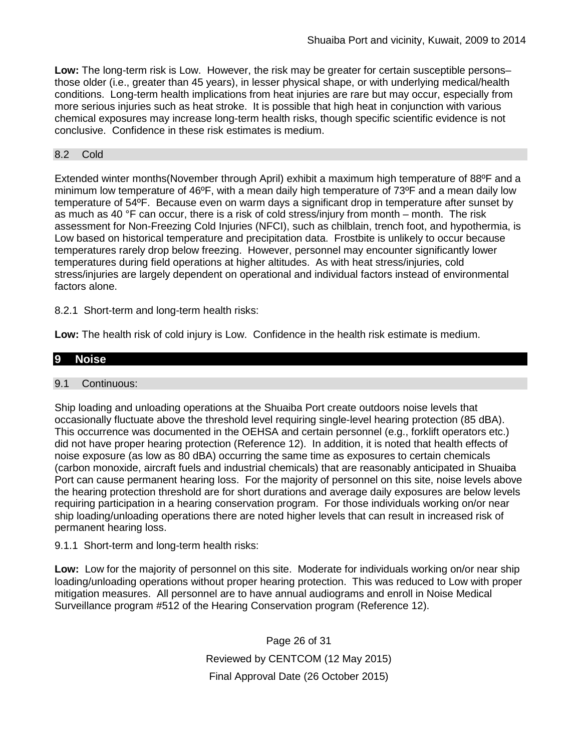**Low:** The long-term risk is Low. However, the risk may be greater for certain susceptible persons– those older (i.e., greater than 45 years), in lesser physical shape, or with underlying medical/health conditions. Long-term health implications from heat injuries are rare but may occur, especially from more serious injuries such as heat stroke. It is possible that high heat in conjunction with various chemical exposures may increase long-term health risks, though specific scientific evidence is not conclusive. Confidence in these risk estimates is medium.

### 8.2 Cold

Extended winter months(November through April) exhibit a maximum high temperature of 88ºF and a minimum low temperature of 46ºF, with a mean daily high temperature of 73ºF and a mean daily low temperature of 54ºF. Because even on warm days a significant drop in temperature after sunset by as much as 40 °F can occur, there is a risk of cold stress/injury from month – month. The risk assessment for Non-Freezing Cold Injuries (NFCI), such as chilblain, trench foot, and hypothermia, is Low based on historical temperature and precipitation data. Frostbite is unlikely to occur because temperatures rarely drop below freezing. However, personnel may encounter significantly lower temperatures during field operations at higher altitudes. As with heat stress/injuries, cold stress/injuries are largely dependent on operational and individual factors instead of environmental factors alone.

8.2.1 Short-term and long-term health risks:

**Low:** The health risk of cold injury is Low. Confidence in the health risk estimate is medium.

## 9 Noise

### 9.1 Continuous:

Ship loading and unloading operations at the Shuaiba Port create outdoors noise levels that occasionally fluctuate above the threshold level requiring single-level hearing protection (85 dBA). This occurrence was documented in the OEHSA and certain personnel (e.g., forklift operators etc.) did not have proper hearing protection (Reference 12). In addition, it is noted that health effects of noise exposure (as low as 80 dBA) occurring the same time as exposures to certain chemicals (carbon monoxide, aircraft fuels and industrial chemicals) that are reasonably anticipated in Shuaiba Port can cause permanent hearing loss. For the majority of personnel on this site, noise levels above the hearing protection threshold are for short durations and average daily exposures are below levels requiring participation in a hearing conservation program. For those individuals working on/or near ship loading/unloading operations there are noted higher levels that can result in increased risk of permanent hearing loss.

9.1.1 Short-term and long-term health risks:

**Low:** Low for the majority of personnel on this site. Moderate for individuals working on/or near ship loading/unloading operations without proper hearing protection. This was reduced to Low with proper mitigation measures. All personnel are to have annual audiograms and enroll in Noise Medical Surveillance program #512 of the Hearing Conservation program (Reference 12).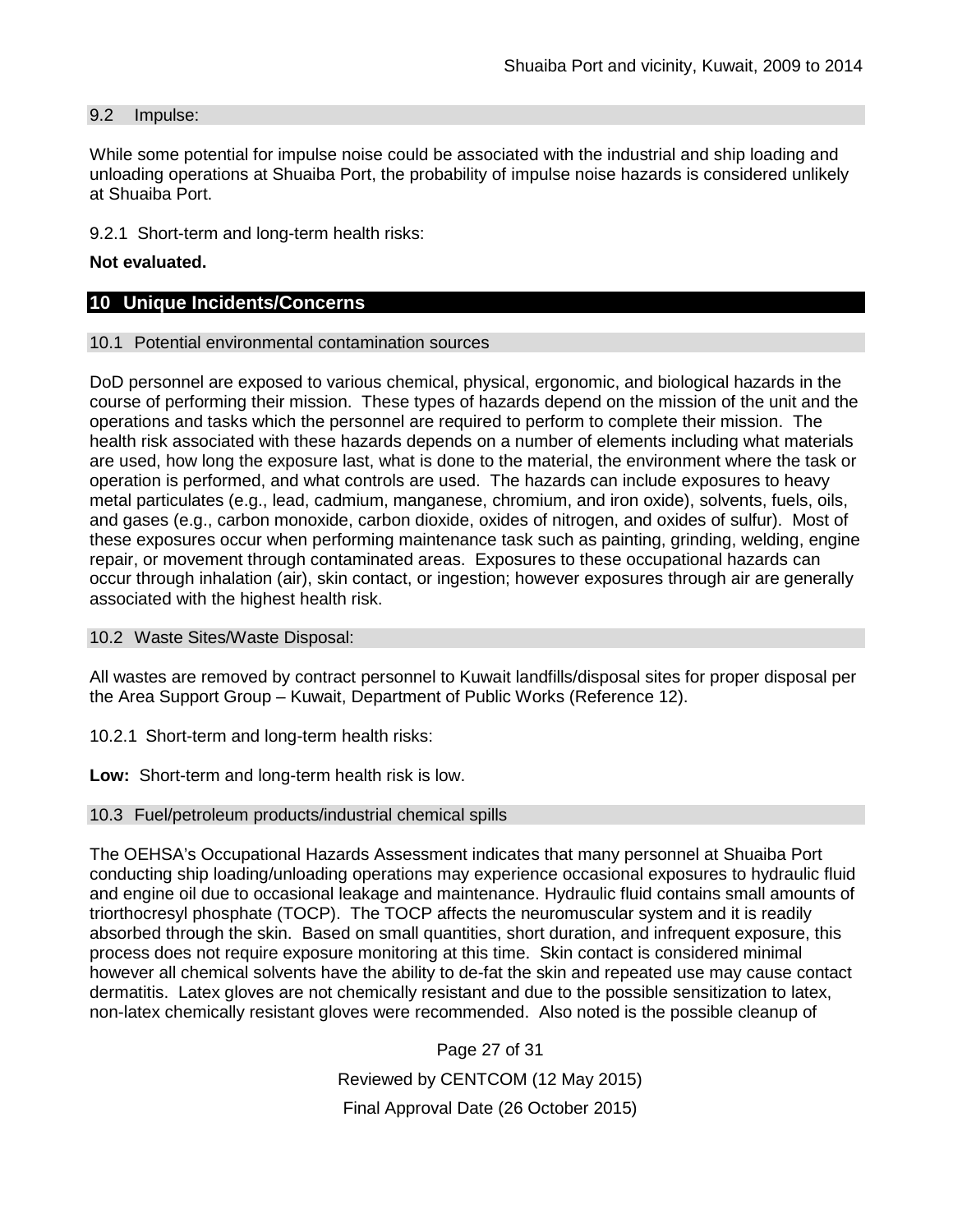### 9.2 Impulse:

While some potential for impulse noise could be associated with the industrial and ship loading and unloading operations at Shuaiba Port, the probability of impulse noise hazards is considered unlikely at Shuaiba Port.

9.2.1 Short-term and long-term health risks:

**Not evaluated.**

## 10 Unique Incidents/Concerns

### 10.1 Potential environmental contamination sources

DoD personnel are exposed to various chemical, physical, ergonomic, and biological hazards in the course of performing their mission. These types of hazards depend on the mission of the unit and the operations and tasks which the personnel are required to perform to complete their mission. The health risk associated with these hazards depends on a number of elements including what materials are used, how long the exposure last, what is done to the material, the environment where the task or operation is performed, and what controls are used. The hazards can include exposures to heavy metal particulates (e.g., lead, cadmium, manganese, chromium, and iron oxide), solvents, fuels, oils, and gases (e.g., carbon monoxide, carbon dioxide, oxides of nitrogen, and oxides of sulfur). Most of these exposures occur when performing maintenance task such as painting, grinding, welding, engine repair, or movement through contaminated areas. Exposures to these occupational hazards can occur through inhalation (air), skin contact, or ingestion; however exposures through air are generally associated with the highest health risk.

### 10.2 Waste Sites/Waste Disposal:

All wastes are removed by contract personnel to Kuwait landfills/disposal sites for proper disposal per the Area Support Group – Kuwait, Department of Public Works (Reference 12).

10.2.1 Short-term and long-term health risks:

**Low:** Short-term and long-term health risk is low.

### 10.3 Fuel/petroleum products/industrial chemical spills

The OEHSA's Occupational Hazards Assessment indicates that many personnel at Shuaiba Port conducting ship loading/unloading operations may experience occasional exposures to hydraulic fluid and engine oil due to occasional leakage and maintenance. Hydraulic fluid contains small amounts of triorthocresyl phosphate (TOCP). The TOCP affects the neuromuscular system and it is readily absorbed through the skin. Based on small quantities, short duration, and infrequent exposure, this process does not require exposure monitoring at this time. Skin contact is considered minimal however all chemical solvents have the ability to de-fat the skin and repeated use may cause contact dermatitis. Latex gloves are not chemically resistant and due to the possible sensitization to latex, non-latex chemically resistant gloves were recommended. Also noted is the possible cleanup of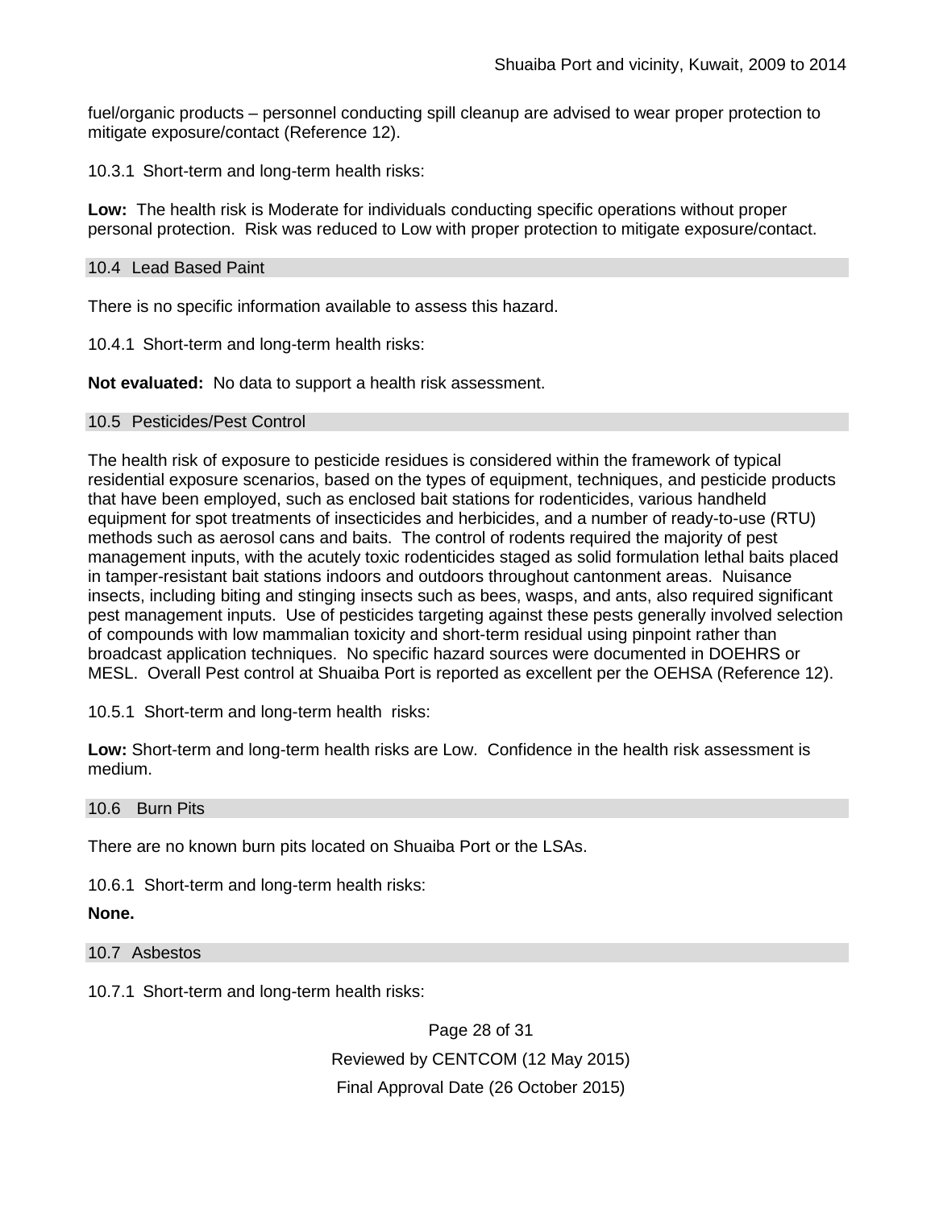fuel/organic products – personnel conducting spill cleanup are advised to wear proper protection to mitigate exposure/contact (Reference 12).

10.3.1 Short-term and long-term health risks:

**Low:** The health risk is Moderate for individuals conducting specific operations without proper personal protection. Risk was reduced to Low with proper protection to mitigate exposure/contact.

## 10.4 Lead Based Paint

There is no specific information available to assess this hazard.

10.4.1 Short-term and long-term health risks:

**Not evaluated:** No data to support a health risk assessment.

## 10.5 Pesticides/Pest Control

The health risk of exposure to pesticide residues is considered within the framework of typical residential exposure scenarios, based on the types of equipment, techniques, and pesticide products that have been employed, such as enclosed bait stations for rodenticides, various handheld equipment for spot treatments of insecticides and herbicides, and a number of ready-to-use (RTU) methods such as aerosol cans and baits. The control of rodents required the majority of pest management inputs, with the acutely toxic rodenticides staged as solid formulation lethal baits placed in tamper-resistant bait stations indoors and outdoors throughout cantonment areas. Nuisance insects, including biting and stinging insects such as bees, wasps, and ants, also required significant pest management inputs. Use of pesticides targeting against these pests generally involved selection of compounds with low mammalian toxicity and short-term residual using pinpoint rather than broadcast application techniques. No specific hazard sources were documented in DOEHRS or MESL. Overall Pest control at Shuaiba Port is reported as excellent per the OEHSA (Reference 12).

10.5.1 Short-term and long-term health risks:

**Low:** Short-term and long-term health risks are Low. Confidence in the health risk assessment is medium.

## 10.6 Burn Pits

There are no known burn pits located on Shuaiba Port or the LSAs.

10.6.1 Short-term and long-term health risks:

**None.**

## 10.7 Asbestos

10.7.1 Short-term and long-term health risks: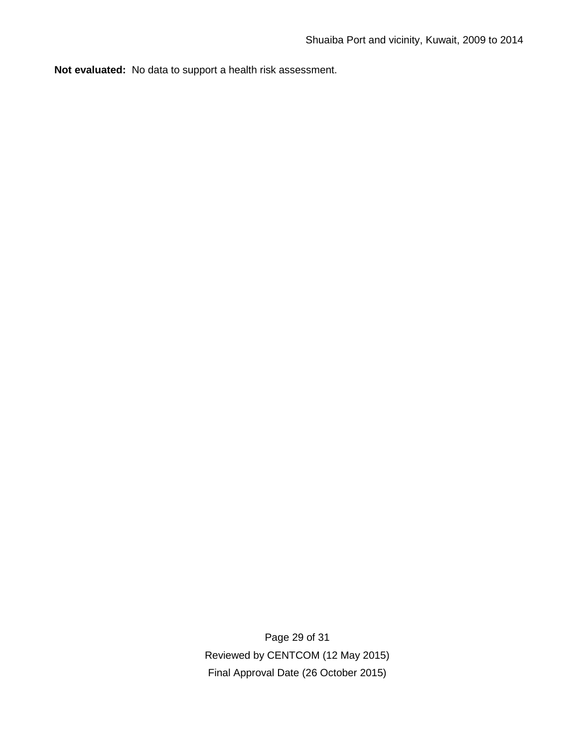**Not evaluated:** No data to support a health risk assessment.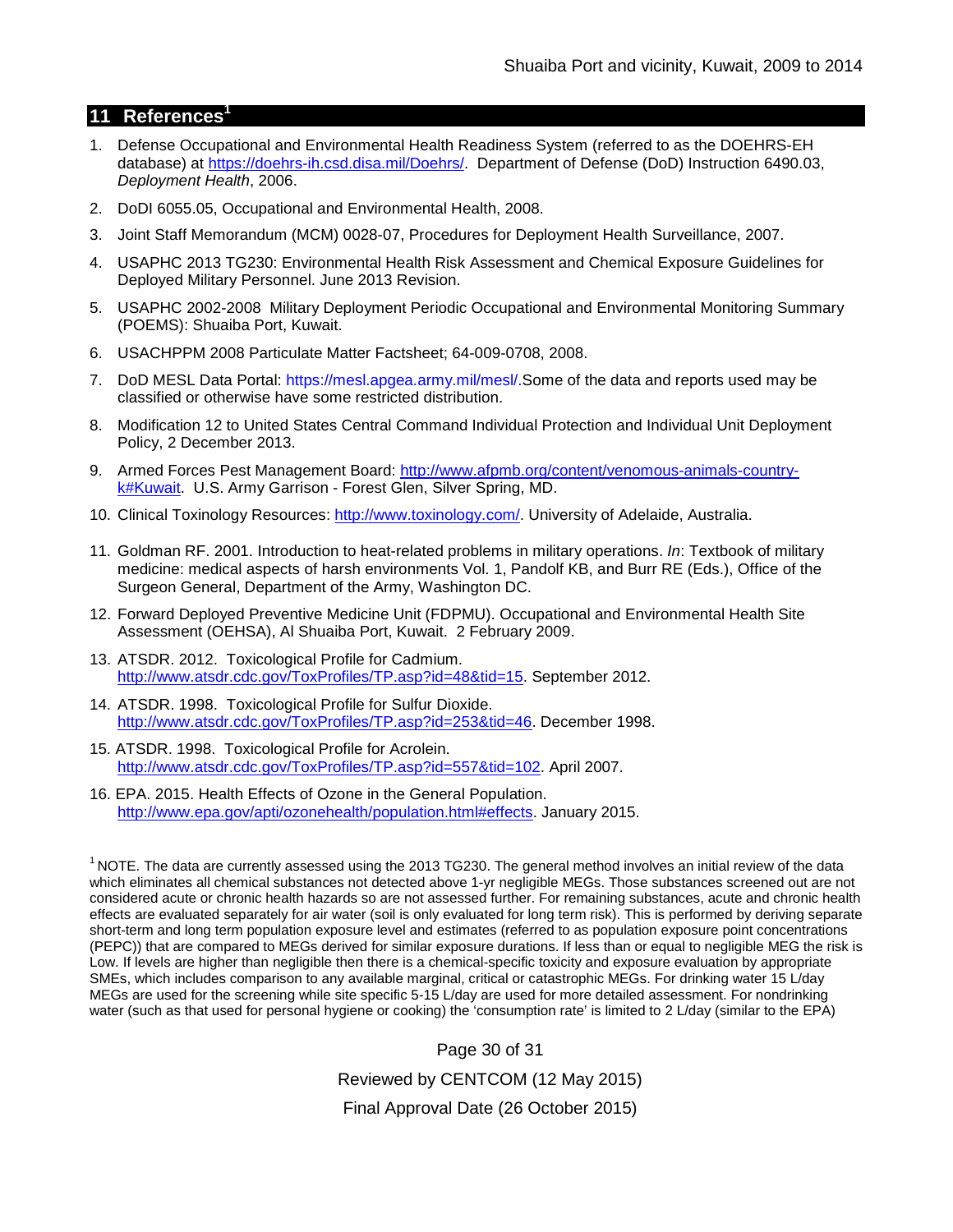## 11 References[1]

1. Defense Occupational and Environmental Health Readiness System (referred to as the DOEHRS-EH database) at https://doehrs-ih.csd.disa.mil/Doehrs/. Department of Defense (DoD) Instruction 6490.03, *Deployment Health*, 2006.

2. DoDI 6055.05, Occupational and Environmental Health, 2008.

3. Joint Staff Memorandum (MCM) 0028-07, Procedures for Deployment Health Surveillance, 2007.

4. USAPHC 2013 TG230: Environmental Health Risk Assessment and Chemical Exposure Guidelines for Deployed Military Personnel. June 2013 Revision.

5. USAPHC 2002-2008 Military Deployment Periodic Occupational and Environmental Monitoring Summary (POEMS): Shuaiba Port, Kuwait.

6. USACHPPM 2008 Particulate Matter Factsheet; 64-009-0708, 2008.

7. DoD MESL Data Portal: https://mesl.apgea.army.mil/mesl/.Some of the data and reports used may be classified or otherwise have some restricted distribution.

8. Modification 12 to United States Central Command Individual Protection and Individual Unit Deployment Policy, 2 December 2013.

9. Armed Forces Pest Management Board: http://www.afpmb.org/content/venomous-animals-country-k#Kuwait. U.S. Army Garrison - Forest Glen, Silver Spring, MD.

10. Clinical Toxinology Resources: http://www.toxinology.com/. University of Adelaide, Australia.

11. Goldman RF. 2001. Introduction to heat-related problems in military operations. *In*: Textbook of military medicine: medical aspects of harsh environments Vol. 1, Pandolf KB, and Burr RE (Eds.), Office of the Surgeon General, Department of the Army, Washington DC.

12. Forward Deployed Preventive Medicine Unit (FDPMU). Occupational and Environmental Health Site Assessment (OEHSA), Al Shuaiba Port, Kuwait. 2 February 2009.

13. ATSDR. 2012. Toxicological Profile for Cadmium. http://www.atsdr.cdc.gov/ToxProfiles/TP.asp?id=48&tid=15. September 2012.

14. ATSDR. 1998. Toxicological Profile for Sulfur Dioxide. http://www.atsdr.cdc.gov/ToxProfiles/TP.asp?id=253&tid=46. December 1998.

15. ATSDR. 1998. Toxicological Profile for Acrolein. http://www.atsdr.cdc.gov/ToxProfiles/TP.asp?id=557&tid=102. April 2007.

16. EPA. 2015. Health Effects of Ozone in the General Population. http://www.epa.gov/apti/ozonehealth/population.html#effects. January 2015.

[1] NOTE. The data are currently assessed using the 2013 TG230. The general method involves an initial review of the data which eliminates all chemical substances not detected above 1-yr negligible MEGs. Those substances screened out are not considered acute or chronic health hazards so are not assessed further. For remaining substances, acute and chronic health effects are evaluated separately for air water (soil is only evaluated for long term risk). This is performed by deriving separate short-term and long term population exposure level and estimates (referred to as population exposure point concentrations (PEPC)) that are compared to MEGs derived for similar exposure durations. If less than or equal to negligible MEG the risk is Low. If levels are higher than negligible then there is a chemical-specific toxicity and exposure evaluation by appropriate SMEs, which includes comparison to any available marginal, critical or catastrophic MEGs. For drinking water 15 L/day MEGs are used for the screening while site specific 5-15 L/day are used for more detailed assessment. For nondrinking water (such as that used for personal hygiene or cooking) the 'consumption rate' is limited to 2 L/day (similar to the EPA)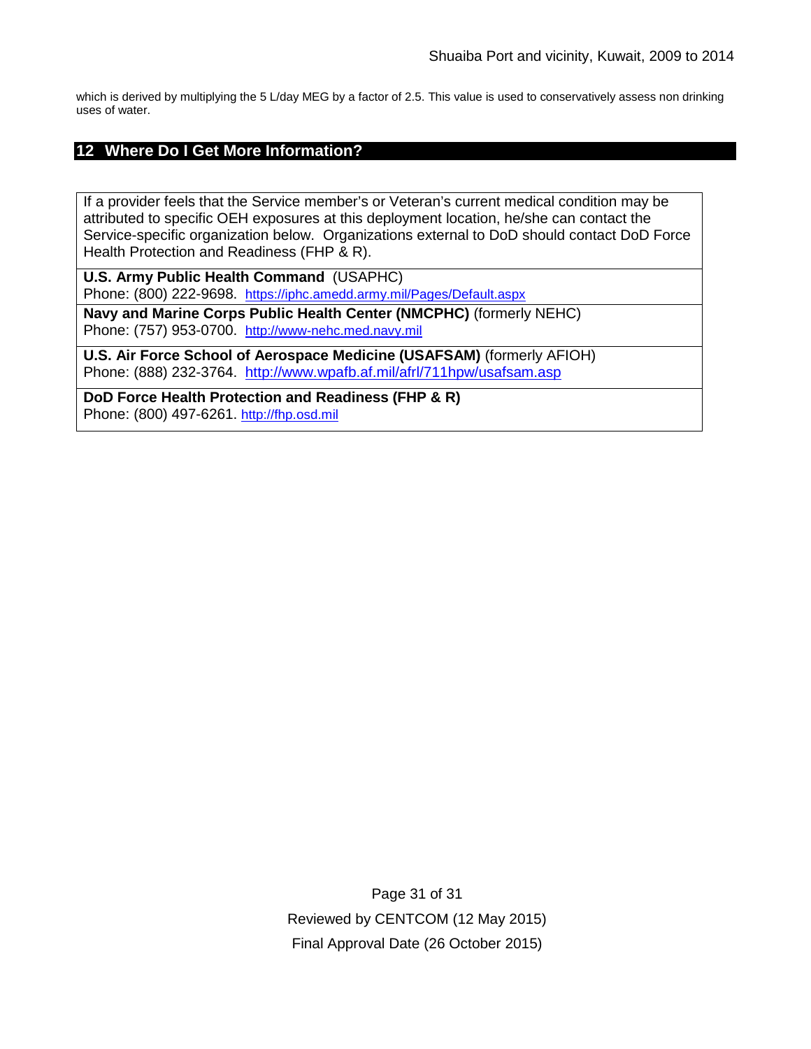which is derived by multiplying the 5 L/day MEG by a factor of 2.5. This value is used to conservatively assess non drinking uses of water.

## 12 Where Do I Get More Information?

| |
|---|
| If a provider feels that the Service member's or Veteran's current medical condition may be attributed to specific OEH exposures at this deployment location, he/she can contact the Service-specific organization below. Organizations external to DoD should contact DoD Force Health Protection and Readiness (FHP & R). |
| **U.S. Army Public Health Command** (USAPHC)<br>Phone: (800) 222-9698. https://iphc.amedd.army.mil/Pages/Default.aspx |
| **Navy and Marine Corps Public Health Center (NMCPHC)** (formerly NEHC)<br>Phone: (757) 953-0700. http://www-nehc.med.navy.mil |
| **U.S. Air Force School of Aerospace Medicine (USAFSAM)** (formerly AFIOH)<br>Phone: (888) 232-3764. http://www.wpafb.af.mil/afrl/711hpw/usafsam.asp |
| **DoD Force Health Protection and Readiness (FHP & R)**<br>Phone: (800) 497-6261. http://fhp.osd.mil |

Reviewed by CENTCOM (12 May 2015)

Final Approval Date (26 October 2015)